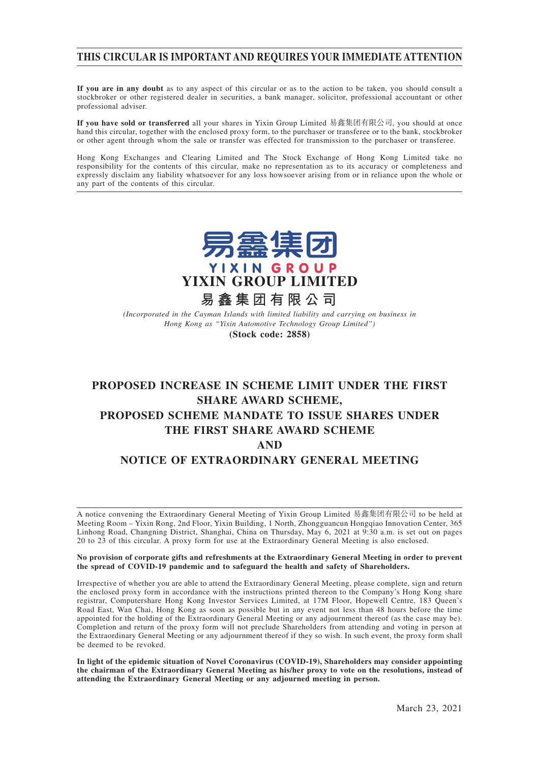# THIS CIRCULAR IS IMPORTANT AND REQUIRES YOUR IMMEDIATE ATTENTION

**If you are in any doubt** as to any aspect of this circular or as to the action to be taken, you should consult a stockbroker or other registered dealer in securities, a bank manager, solicitor, professional accountant or other professional adviser.

**If you have sold or transferred** all your shares in Yixin Group Limited 易鑫集团有限公司, you should at once hand this circular, together with the enclosed proxy form, to the purchaser or transferee or to the bank, stockbroker or other agent through whom the sale or transfer was effected for transmission to the purchaser or transferee.

Hong Kong Exchanges and Clearing Limited and The Stock Exchange of Hong Kong Limited take no responsibility for the contents of this circular, make no representation as to its accuracy or completeness and expressly disclaim any liability whatsoever for any loss howsoever arising from or in reliance upon the whole or any part of the contents of this circular.

易鑫集团
YIXIN GROUP

**YIXIN GROUP LIMITED**

**易鑫集团有限公司**

*(Incorporated in the Cayman Islands with limited liability and carrying on business in Hong Kong as "Yixin Automotive Technology Group Limited")*

**(Stock code: 2858)**

## PROPOSED INCREASE IN SCHEME LIMIT UNDER THE FIRST SHARE AWARD SCHEME, PROPOSED SCHEME MANDATE TO ISSUE SHARES UNDER THE FIRST SHARE AWARD SCHEME AND NOTICE OF EXTRAORDINARY GENERAL MEETING

A notice convening the Extraordinary General Meeting of Yixin Group Limited 易鑫集团有限公司 to be held at Meeting Room – Yixin Rong, 2nd Floor, Yixin Building, 1 North, Zhongguancun Hongqiao Innovation Center, 365 Linhong Road, Changning District, Shanghai, China on Thursday, May 6, 2021 at 9:30 a.m. is set out on pages 20 to 23 of this circular. A proxy form for use at the Extraordinary General Meeting is also enclosed.

**No provision of corporate gifts and refreshments at the Extraordinary General Meeting in order to prevent the spread of COVID-19 pandemic and to safeguard the health and safety of Shareholders.**

Irrespective of whether you are able to attend the Extraordinary General Meeting, please complete, sign and return the enclosed proxy form in accordance with the instructions printed thereon to the Company's Hong Kong share registrar, Computershare Hong Kong Investor Services Limited, at 17M Floor, Hopewell Centre, 183 Queen's Road East, Wan Chai, Hong Kong as soon as possible but in any event not less than 48 hours before the time appointed for the holding of the Extraordinary General Meeting or any adjournment thereof (as the case may be). Completion and return of the proxy form will not preclude Shareholders from attending and voting in person at the Extraordinary General Meeting or any adjournment thereof if they so wish. In such event, the proxy form shall be deemed to be revoked.

**In light of the epidemic situation of Novel Coronavirus (COVID-19), Shareholders may consider appointing the chairman of the Extraordinary General Meeting as his/her proxy to vote on the resolutions, instead of attending the Extraordinary General Meeting or any adjourned meeting in person.**

March 23, 2021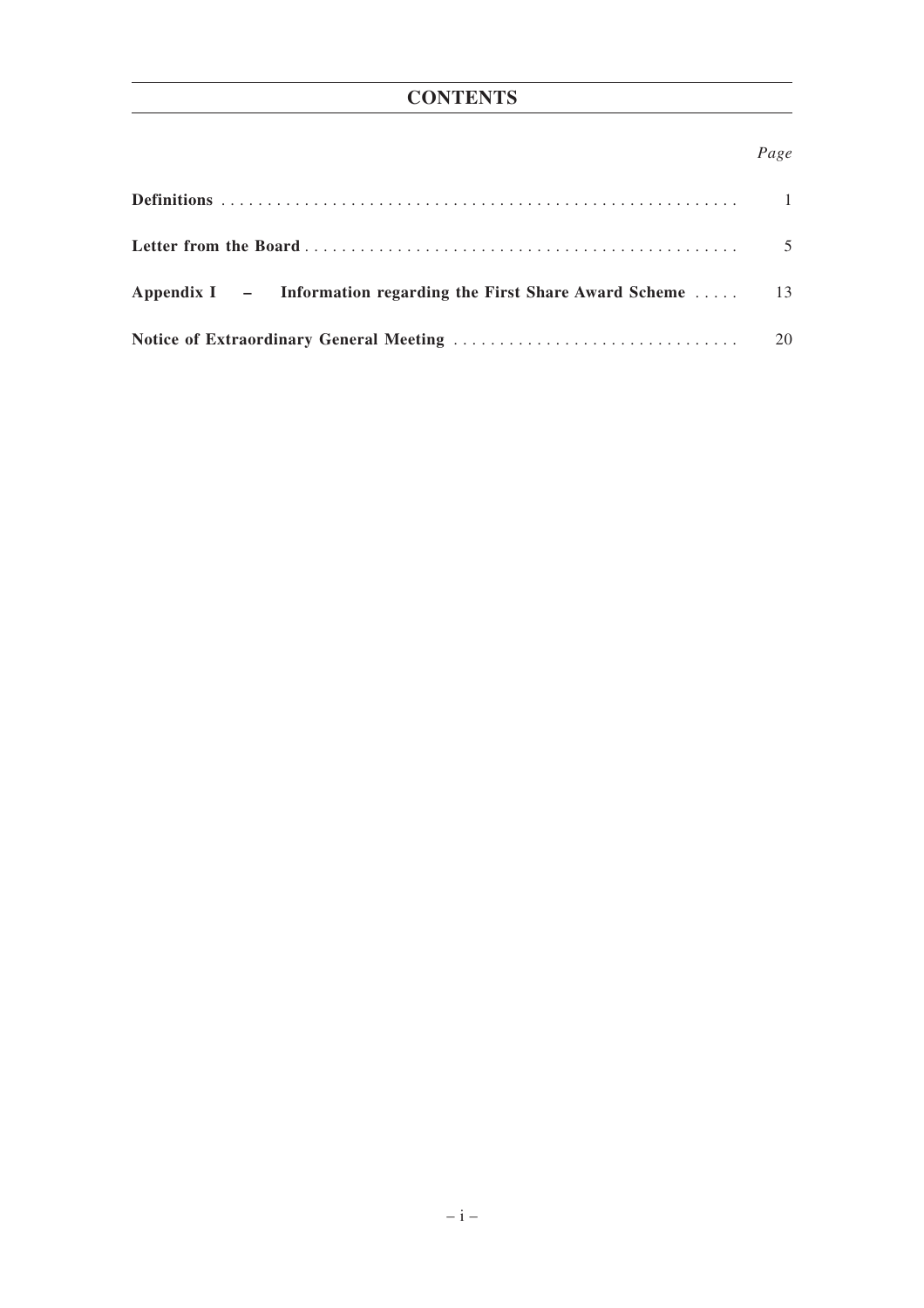# CONTENTS

| | Page |
|---|---|
| **Definitions** | 1 |
| **Letter from the Board** | 5 |
| **Appendix I – Information regarding the First Share Award Scheme** | 13 |
| **Notice of Extraordinary General Meeting** | 20 |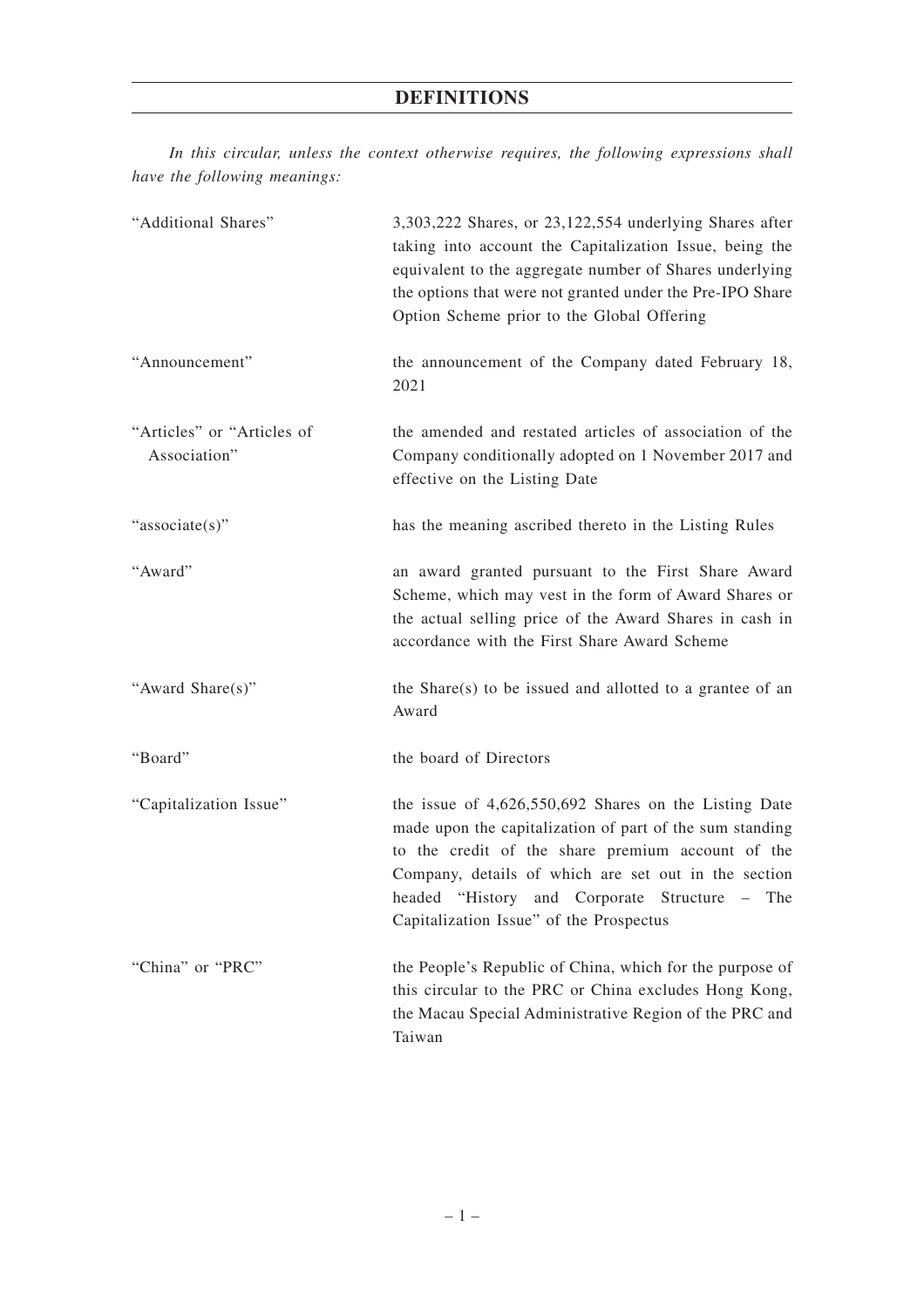# DEFINITIONS

*In this circular, unless the context otherwise requires, the following expressions shall have the following meanings:*

| | |
|---|---|
| "Additional Shares" | 3,303,222 Shares, or 23,122,554 underlying Shares after taking into account the Capitalization Issue, being the equivalent to the aggregate number of Shares underlying the options that were not granted under the Pre-IPO Share Option Scheme prior to the Global Offering |
| "Announcement" | the announcement of the Company dated February 18, 2021 |
| "Articles" or "Articles of Association" | the amended and restated articles of association of the Company conditionally adopted on 1 November 2017 and effective on the Listing Date |
| "associate(s)" | has the meaning ascribed thereto in the Listing Rules |
| "Award" | an award granted pursuant to the First Share Award Scheme, which may vest in the form of Award Shares or the actual selling price of the Award Shares in cash in accordance with the First Share Award Scheme |
| "Award Share(s)" | the Share(s) to be issued and allotted to a grantee of an Award |
| "Board" | the board of Directors |
| "Capitalization Issue" | the issue of 4,626,550,692 Shares on the Listing Date made upon the capitalization of part of the sum standing to the credit of the share premium account of the Company, details of which are set out in the section headed "History and Corporate Structure – The Capitalization Issue" of the Prospectus |
| "China" or "PRC" | the People's Republic of China, which for the purpose of this circular to the PRC or China excludes Hong Kong, the Macau Special Administrative Region of the PRC and Taiwan |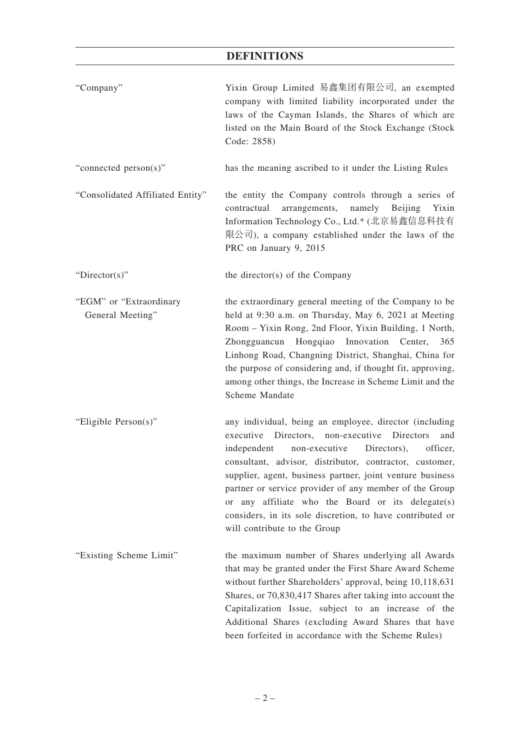## DEFINITIONS

| | |
|---|---|
| "Company" | Yixin Group Limited 易鑫集团有限公司, an exempted company with limited liability incorporated under the laws of the Cayman Islands, the Shares of which are listed on the Main Board of the Stock Exchange (Stock Code: 2858) |
| "connected person(s)" | has the meaning ascribed to it under the Listing Rules |
| "Consolidated Affiliated Entity" | the entity the Company controls through a series of contractual arrangements, namely Beijing Yixin Information Technology Co., Ltd.* (北京易鑫信息科技有限公司), a company established under the laws of the PRC on January 9, 2015 |
| "Director(s)" | the director(s) of the Company |
| "EGM" or "Extraordinary General Meeting" | the extraordinary general meeting of the Company to be held at 9:30 a.m. on Thursday, May 6, 2021 at Meeting Room – Yixin Rong, 2nd Floor, Yixin Building, 1 North, Zhongguancun Hongqiao Innovation Center, 365 Linhong Road, Changning District, Shanghai, China for the purpose of considering and, if thought fit, approving, among other things, the Increase in Scheme Limit and the Scheme Mandate |
| "Eligible Person(s)" | any individual, being an employee, director (including executive Directors, non-executive Directors and independent non-executive Directors), officer, consultant, advisor, distributor, contractor, customer, supplier, agent, business partner, joint venture business partner or service provider of any member of the Group or any affiliate who the Board or its delegate(s) considers, in its sole discretion, to have contributed or will contribute to the Group |
| "Existing Scheme Limit" | the maximum number of Shares underlying all Awards that may be granted under the First Share Award Scheme without further Shareholders' approval, being 10,118,631 Shares, or 70,830,417 Shares after taking into account the Capitalization Issue, subject to an increase of the Additional Shares (excluding Award Shares that have been forfeited in accordance with the Scheme Rules) |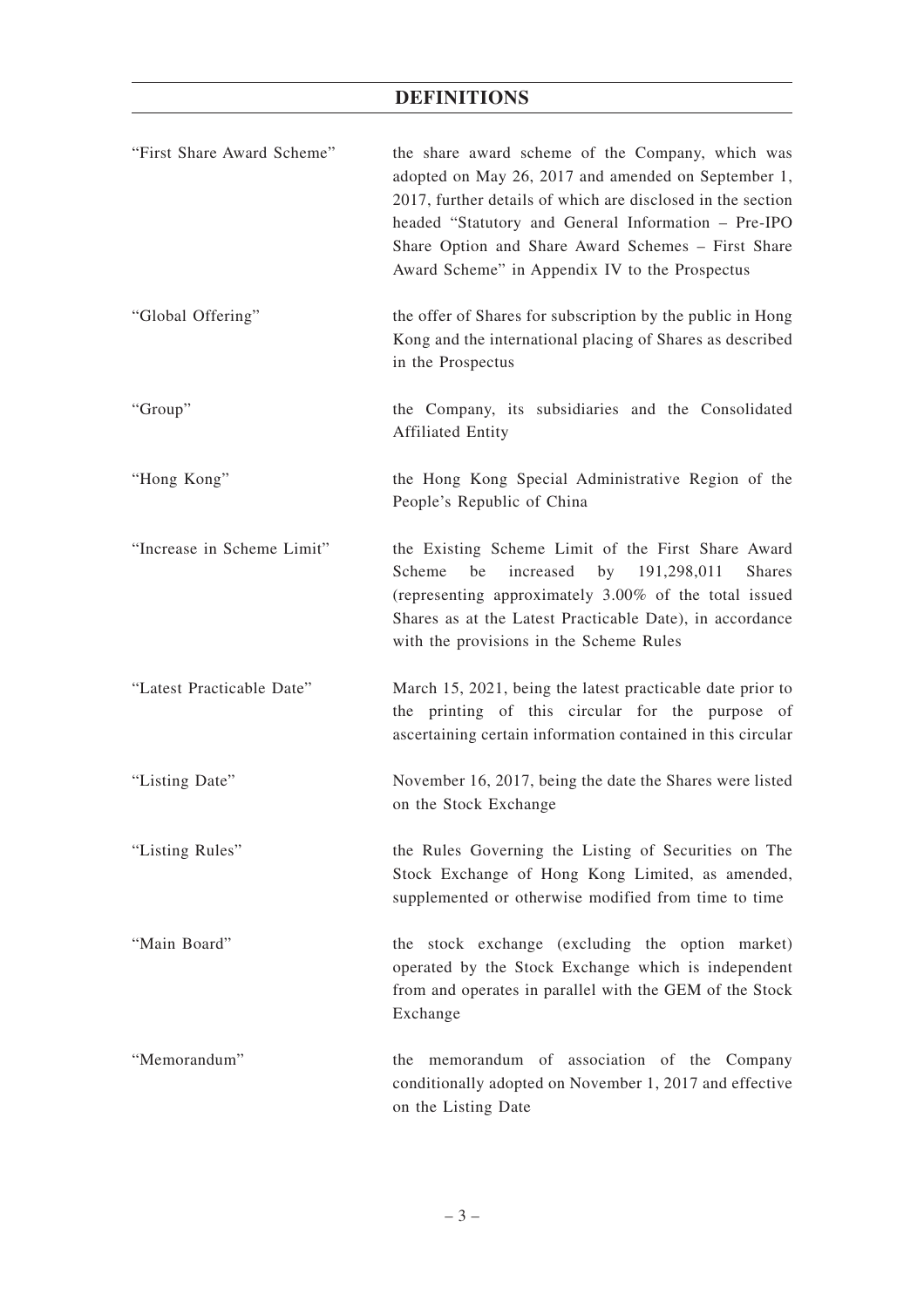## DEFINITIONS

| | |
|---|---|
| "First Share Award Scheme" | the share award scheme of the Company, which was adopted on May 26, 2017 and amended on September 1, 2017, further details of which are disclosed in the section headed "Statutory and General Information – Pre-IPO Share Option and Share Award Schemes – First Share Award Scheme" in Appendix IV to the Prospectus |
| "Global Offering" | the offer of Shares for subscription by the public in Hong Kong and the international placing of Shares as described in the Prospectus |
| "Group" | the Company, its subsidiaries and the Consolidated Affiliated Entity |
| "Hong Kong" | the Hong Kong Special Administrative Region of the People's Republic of China |
| "Increase in Scheme Limit" | the Existing Scheme Limit of the First Share Award Scheme be increased by 191,298,011 Shares (representing approximately 3.00% of the total issued Shares as at the Latest Practicable Date), in accordance with the provisions in the Scheme Rules |
| "Latest Practicable Date" | March 15, 2021, being the latest practicable date prior to the printing of this circular for the purpose of ascertaining certain information contained in this circular |
| "Listing Date" | November 16, 2017, being the date the Shares were listed on the Stock Exchange |
| "Listing Rules" | the Rules Governing the Listing of Securities on The Stock Exchange of Hong Kong Limited, as amended, supplemented or otherwise modified from time to time |
| "Main Board" | the stock exchange (excluding the option market) operated by the Stock Exchange which is independent from and operates in parallel with the GEM of the Stock Exchange |
| "Memorandum" | the memorandum of association of the Company conditionally adopted on November 1, 2017 and effective on the Listing Date |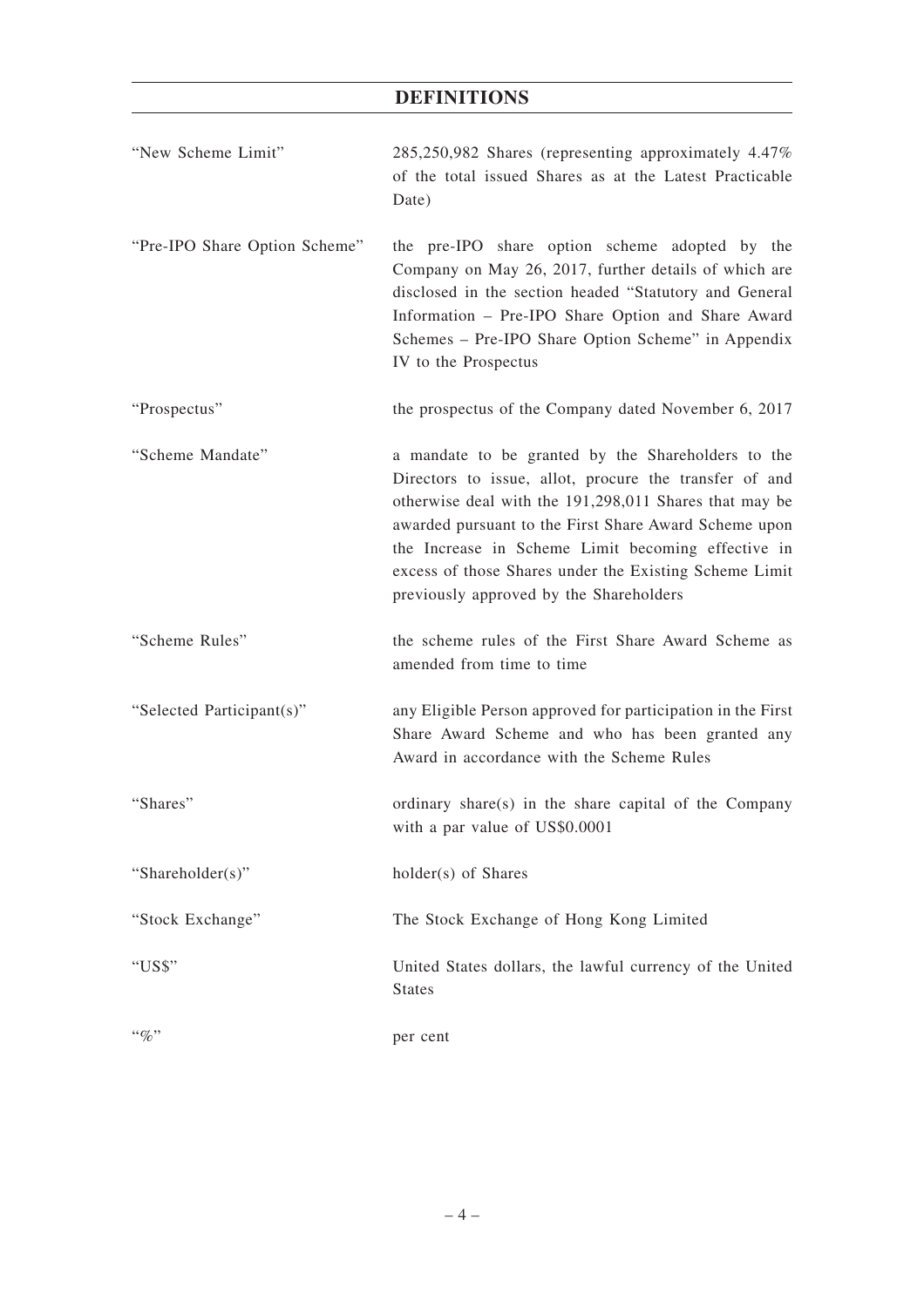# DEFINITIONS

| | |
|---|---|
| "New Scheme Limit" | 285,250,982 Shares (representing approximately 4.47% of the total issued Shares as at the Latest Practicable Date) |
| "Pre-IPO Share Option Scheme" | the pre-IPO share option scheme adopted by the Company on May 26, 2017, further details of which are disclosed in the section headed "Statutory and General Information – Pre-IPO Share Option and Share Award Schemes – Pre-IPO Share Option Scheme" in Appendix IV to the Prospectus |
| "Prospectus" | the prospectus of the Company dated November 6, 2017 |
| "Scheme Mandate" | a mandate to be granted by the Shareholders to the Directors to issue, allot, procure the transfer of and otherwise deal with the 191,298,011 Shares that may be awarded pursuant to the First Share Award Scheme upon the Increase in Scheme Limit becoming effective in excess of those Shares under the Existing Scheme Limit previously approved by the Shareholders |
| "Scheme Rules" | the scheme rules of the First Share Award Scheme as amended from time to time |
| "Selected Participant(s)" | any Eligible Person approved for participation in the First Share Award Scheme and who has been granted any Award in accordance with the Scheme Rules |
| "Shares" | ordinary share(s) in the share capital of the Company with a par value of US$0.0001 |
| "Shareholder(s)" | holder(s) of Shares |
| "Stock Exchange" | The Stock Exchange of Hong Kong Limited |
| "US$" | United States dollars, the lawful currency of the United States |
| "%" | per cent |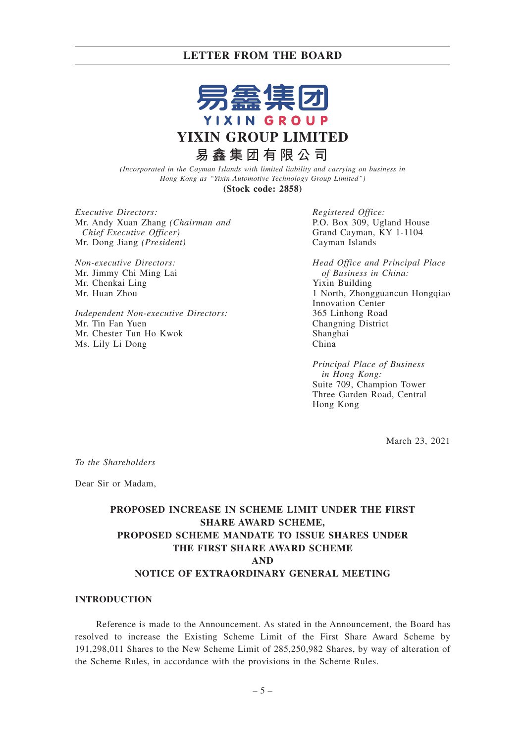# YIXIN GROUP LIMITED

**易鑫集团有限公司**

*(Incorporated in the Cayman Islands with limited liability and carrying on business in Hong Kong as "Yixin Automotive Technology Group Limited")*

**(Stock code: 2858)**

*Executive Directors:*
Mr. Andy Xuan Zhang *(Chairman and Chief Executive Officer)*
Mr. Dong Jiang *(President)*

*Non-executive Directors:*
Mr. Jimmy Chi Ming Lai
Mr. Chenkai Ling
Mr. Huan Zhou

*Independent Non-executive Directors:*
Mr. Tin Fan Yuen
Mr. Chester Tun Ho Kwok
Ms. Lily Li Dong

*Registered Office:*
P.O. Box 309, Ugland House
Grand Cayman, KY 1-1104
Cayman Islands

*Head Office and Principal Place of Business in China:*
Yixin Building
1 North, Zhongguancun Hongqiao Innovation Center
365 Linhong Road
Changning District
Shanghai
China

*Principal Place of Business in Hong Kong:*
Suite 709, Champion Tower
Three Garden Road, Central
Hong Kong

March 23, 2021

*To the Shareholders*

Dear Sir or Madam,

**PROPOSED INCREASE IN SCHEME LIMIT UNDER THE FIRST SHARE AWARD SCHEME,
PROPOSED SCHEME MANDATE TO ISSUE SHARES UNDER THE FIRST SHARE AWARD SCHEME
AND
NOTICE OF EXTRAORDINARY GENERAL MEETING**

## INTRODUCTION

Reference is made to the Announcement. As stated in the Announcement, the Board has resolved to increase the Existing Scheme Limit of the First Share Award Scheme by 191,298,011 Shares to the New Scheme Limit of 285,250,982 Shares, by way of alteration of the Scheme Rules, in accordance with the provisions in the Scheme Rules.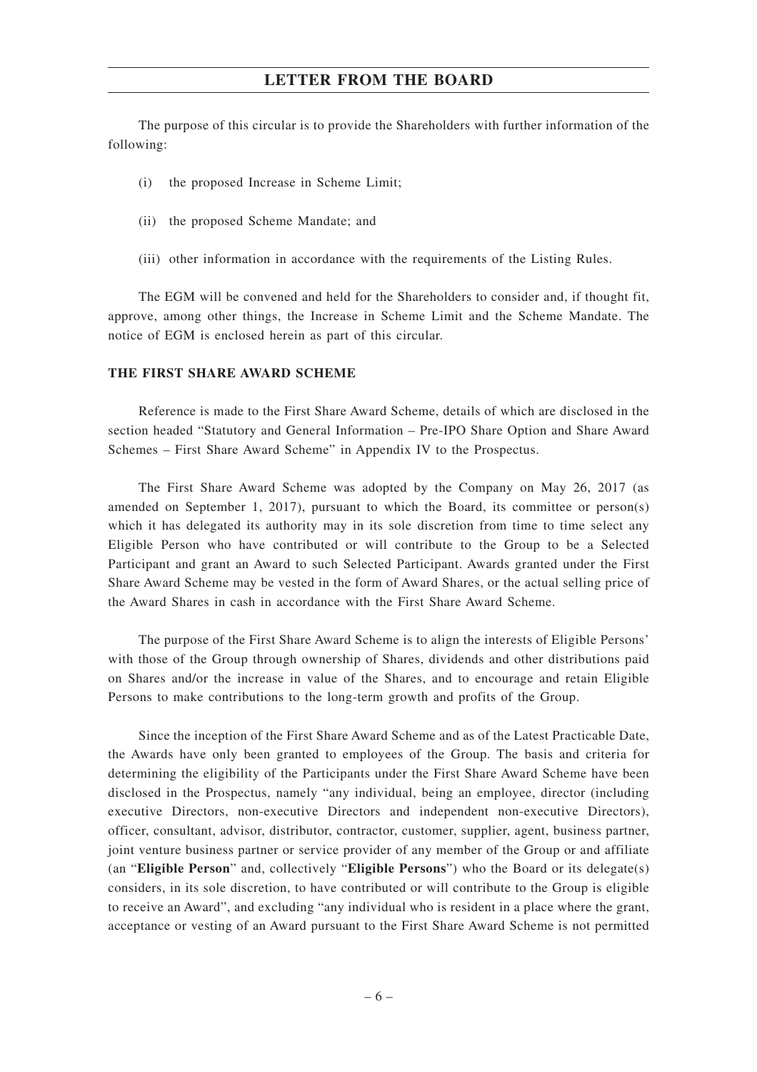The purpose of this circular is to provide the Shareholders with further information of the following:

(i) the proposed Increase in Scheme Limit;

(ii) the proposed Scheme Mandate; and

(iii) other information in accordance with the requirements of the Listing Rules.

The EGM will be convened and held for the Shareholders to consider and, if thought fit, approve, among other things, the Increase in Scheme Limit and the Scheme Mandate. The notice of EGM is enclosed herein as part of this circular.

**THE FIRST SHARE AWARD SCHEME**

Reference is made to the First Share Award Scheme, details of which are disclosed in the section headed "Statutory and General Information – Pre-IPO Share Option and Share Award Schemes – First Share Award Scheme" in Appendix IV to the Prospectus.

The First Share Award Scheme was adopted by the Company on May 26, 2017 (as amended on September 1, 2017), pursuant to which the Board, its committee or person(s) which it has delegated its authority may in its sole discretion from time to time select any Eligible Person who have contributed or will contribute to the Group to be a Selected Participant and grant an Award to such Selected Participant. Awards granted under the First Share Award Scheme may be vested in the form of Award Shares, or the actual selling price of the Award Shares in cash in accordance with the First Share Award Scheme.

The purpose of the First Share Award Scheme is to align the interests of Eligible Persons' with those of the Group through ownership of Shares, dividends and other distributions paid on Shares and/or the increase in value of the Shares, and to encourage and retain Eligible Persons to make contributions to the long-term growth and profits of the Group.

Since the inception of the First Share Award Scheme and as of the Latest Practicable Date, the Awards have only been granted to employees of the Group. The basis and criteria for determining the eligibility of the Participants under the First Share Award Scheme have been disclosed in the Prospectus, namely "any individual, being an employee, director (including executive Directors, non-executive Directors and independent non-executive Directors), officer, consultant, advisor, distributor, contractor, customer, supplier, agent, business partner, joint venture business partner or service provider of any member of the Group or and affiliate (an "**Eligible Person**" and, collectively "**Eligible Persons**") who the Board or its delegate(s) considers, in its sole discretion, to have contributed or will contribute to the Group is eligible to receive an Award", and excluding "any individual who is resident in a place where the grant, acceptance or vesting of an Award pursuant to the First Share Award Scheme is not permitted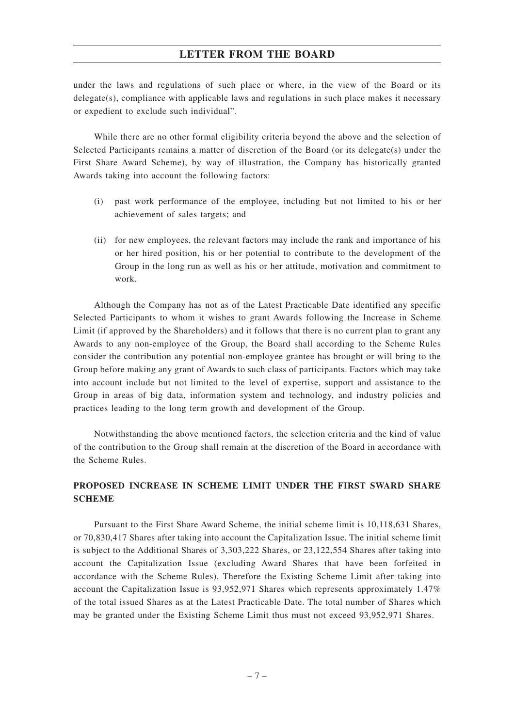under the laws and regulations of such place or where, in the view of the Board or its delegate(s), compliance with applicable laws and regulations in such place makes it necessary or expedient to exclude such individual".

While there are no other formal eligibility criteria beyond the above and the selection of Selected Participants remains a matter of discretion of the Board (or its delegate(s) under the First Share Award Scheme), by way of illustration, the Company has historically granted Awards taking into account the following factors:

(i) past work performance of the employee, including but not limited to his or her achievement of sales targets; and

(ii) for new employees, the relevant factors may include the rank and importance of his or her hired position, his or her potential to contribute to the development of the Group in the long run as well as his or her attitude, motivation and commitment to work.

Although the Company has not as of the Latest Practicable Date identified any specific Selected Participants to whom it wishes to grant Awards following the Increase in Scheme Limit (if approved by the Shareholders) and it follows that there is no current plan to grant any Awards to any non-employee of the Group, the Board shall according to the Scheme Rules consider the contribution any potential non-employee grantee has brought or will bring to the Group before making any grant of Awards to such class of participants. Factors which may take into account include but not limited to the level of expertise, support and assistance to the Group in areas of big data, information system and technology, and industry policies and practices leading to the long term growth and development of the Group.

Notwithstanding the above mentioned factors, the selection criteria and the kind of value of the contribution to the Group shall remain at the discretion of the Board in accordance with the Scheme Rules.

## PROPOSED INCREASE IN SCHEME LIMIT UNDER THE FIRST SWARD SHARE SCHEME

Pursuant to the First Share Award Scheme, the initial scheme limit is 10,118,631 Shares, or 70,830,417 Shares after taking into account the Capitalization Issue. The initial scheme limit is subject to the Additional Shares of 3,303,222 Shares, or 23,122,554 Shares after taking into account the Capitalization Issue (excluding Award Shares that have been forfeited in accordance with the Scheme Rules). Therefore the Existing Scheme Limit after taking into account the Capitalization Issue is 93,952,971 Shares which represents approximately 1.47% of the total issued Shares as at the Latest Practicable Date. The total number of Shares which may be granted under the Existing Scheme Limit thus must not exceed 93,952,971 Shares.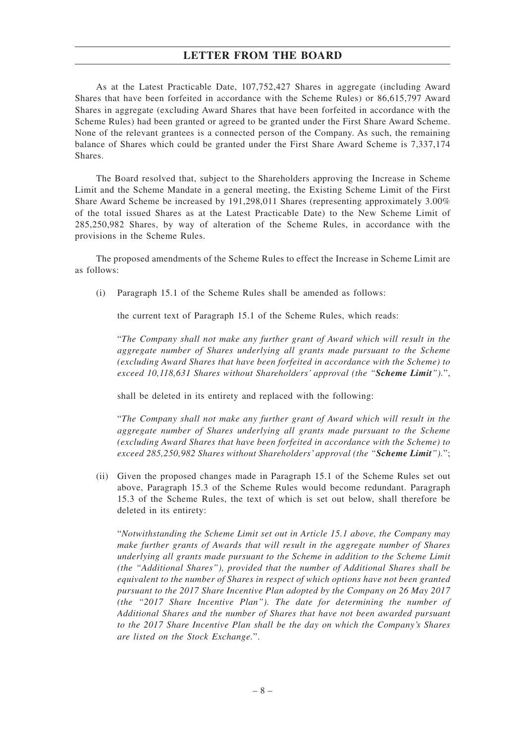As at the Latest Practicable Date, 107,752,427 Shares in aggregate (including Award Shares that have been forfeited in accordance with the Scheme Rules) or 86,615,797 Award Shares in aggregate (excluding Award Shares that have been forfeited in accordance with the Scheme Rules) had been granted or agreed to be granted under the First Share Award Scheme. None of the relevant grantees is a connected person of the Company. As such, the remaining balance of Shares which could be granted under the First Share Award Scheme is 7,337,174 Shares.

The Board resolved that, subject to the Shareholders approving the Increase in Scheme Limit and the Scheme Mandate in a general meeting, the Existing Scheme Limit of the First Share Award Scheme be increased by 191,298,011 Shares (representing approximately 3.00% of the total issued Shares as at the Latest Practicable Date) to the New Scheme Limit of 285,250,982 Shares, by way of alteration of the Scheme Rules, in accordance with the provisions in the Scheme Rules.

The proposed amendments of the Scheme Rules to effect the Increase in Scheme Limit are as follows:

(i) Paragraph 15.1 of the Scheme Rules shall be amended as follows:

   the current text of Paragraph 15.1 of the Scheme Rules, which reads:

   "*The Company shall not make any further grant of Award which will result in the aggregate number of Shares underlying all grants made pursuant to the Scheme (excluding Award Shares that have been forfeited in accordance with the Scheme) to exceed 10,118,631 Shares without Shareholders' approval (the "**Scheme Limit**").*",

   shall be deleted in its entirety and replaced with the following:

   "*The Company shall not make any further grant of Award which will result in the aggregate number of Shares underlying all grants made pursuant to the Scheme (excluding Award Shares that have been forfeited in accordance with the Scheme) to exceed 285,250,982 Shares without Shareholders' approval (the "**Scheme Limit**").*";

(ii) Given the proposed changes made in Paragraph 15.1 of the Scheme Rules set out above, Paragraph 15.3 of the Scheme Rules would become redundant. Paragraph 15.3 of the Scheme Rules, the text of which is set out below, shall therefore be deleted in its entirety:

   "*Notwithstanding the Scheme Limit set out in Article 15.1 above, the Company may make further grants of Awards that will result in the aggregate number of Shares underlying all grants made pursuant to the Scheme in addition to the Scheme Limit (the "Additional Shares"), provided that the number of Additional Shares shall be equivalent to the number of Shares in respect of which options have not been granted pursuant to the 2017 Share Incentive Plan adopted by the Company on 26 May 2017 (the "2017 Share Incentive Plan"). The date for determining the number of Additional Shares and the number of Shares that have not been awarded pursuant to the 2017 Share Incentive Plan shall be the day on which the Company's Shares are listed on the Stock Exchange.*".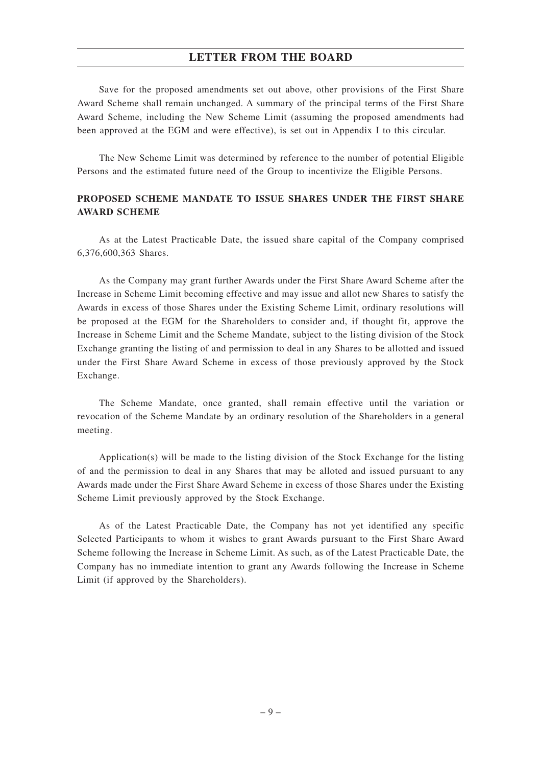Save for the proposed amendments set out above, other provisions of the First Share Award Scheme shall remain unchanged. A summary of the principal terms of the First Share Award Scheme, including the New Scheme Limit (assuming the proposed amendments had been approved at the EGM and were effective), is set out in Appendix I to this circular.

The New Scheme Limit was determined by reference to the number of potential Eligible Persons and the estimated future need of the Group to incentivize the Eligible Persons.

**PROPOSED SCHEME MANDATE TO ISSUE SHARES UNDER THE FIRST SHARE AWARD SCHEME**

As at the Latest Practicable Date, the issued share capital of the Company comprised 6,376,600,363 Shares.

As the Company may grant further Awards under the First Share Award Scheme after the Increase in Scheme Limit becoming effective and may issue and allot new Shares to satisfy the Awards in excess of those Shares under the Existing Scheme Limit, ordinary resolutions will be proposed at the EGM for the Shareholders to consider and, if thought fit, approve the Increase in Scheme Limit and the Scheme Mandate, subject to the listing division of the Stock Exchange granting the listing of and permission to deal in any Shares to be allotted and issued under the First Share Award Scheme in excess of those previously approved by the Stock Exchange.

The Scheme Mandate, once granted, shall remain effective until the variation or revocation of the Scheme Mandate by an ordinary resolution of the Shareholders in a general meeting.

Application(s) will be made to the listing division of the Stock Exchange for the listing of and the permission to deal in any Shares that may be alloted and issued pursuant to any Awards made under the First Share Award Scheme in excess of those Shares under the Existing Scheme Limit previously approved by the Stock Exchange.

As of the Latest Practicable Date, the Company has not yet identified any specific Selected Participants to whom it wishes to grant Awards pursuant to the First Share Award Scheme following the Increase in Scheme Limit. As such, as of the Latest Practicable Date, the Company has no immediate intention to grant any Awards following the Increase in Scheme Limit (if approved by the Shareholders).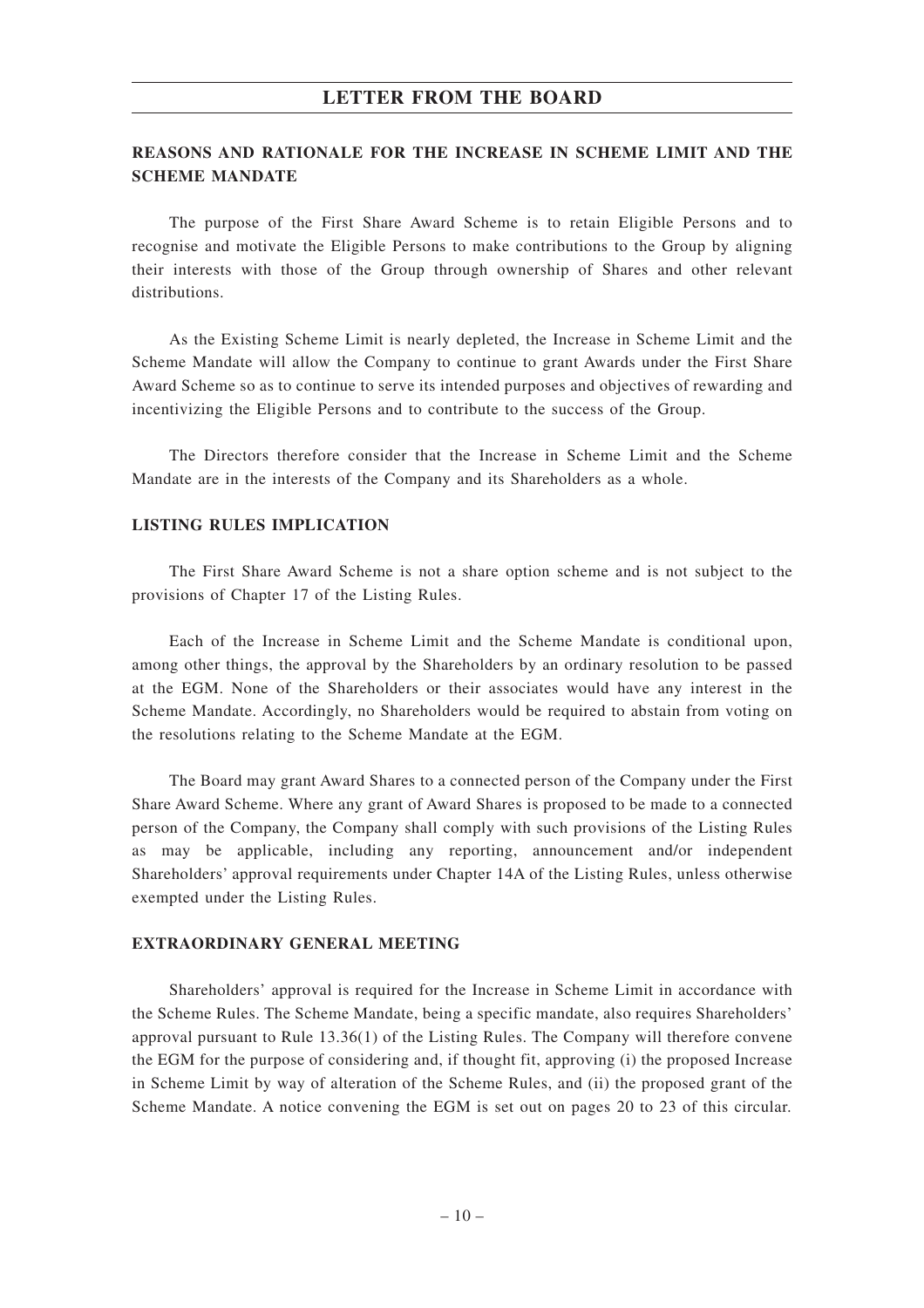## REASONS AND RATIONALE FOR THE INCREASE IN SCHEME LIMIT AND THE SCHEME MANDATE

The purpose of the First Share Award Scheme is to retain Eligible Persons and to recognise and motivate the Eligible Persons to make contributions to the Group by aligning their interests with those of the Group through ownership of Shares and other relevant distributions.

As the Existing Scheme Limit is nearly depleted, the Increase in Scheme Limit and the Scheme Mandate will allow the Company to continue to grant Awards under the First Share Award Scheme so as to continue to serve its intended purposes and objectives of rewarding and incentivizing the Eligible Persons and to contribute to the success of the Group.

The Directors therefore consider that the Increase in Scheme Limit and the Scheme Mandate are in the interests of the Company and its Shareholders as a whole.

## LISTING RULES IMPLICATION

The First Share Award Scheme is not a share option scheme and is not subject to the provisions of Chapter 17 of the Listing Rules.

Each of the Increase in Scheme Limit and the Scheme Mandate is conditional upon, among other things, the approval by the Shareholders by an ordinary resolution to be passed at the EGM. None of the Shareholders or their associates would have any interest in the Scheme Mandate. Accordingly, no Shareholders would be required to abstain from voting on the resolutions relating to the Scheme Mandate at the EGM.

The Board may grant Award Shares to a connected person of the Company under the First Share Award Scheme. Where any grant of Award Shares is proposed to be made to a connected person of the Company, the Company shall comply with such provisions of the Listing Rules as may be applicable, including any reporting, announcement and/or independent Shareholders' approval requirements under Chapter 14A of the Listing Rules, unless otherwise exempted under the Listing Rules.

## EXTRAORDINARY GENERAL MEETING

Shareholders' approval is required for the Increase in Scheme Limit in accordance with the Scheme Rules. The Scheme Mandate, being a specific mandate, also requires Shareholders' approval pursuant to Rule 13.36(1) of the Listing Rules. The Company will therefore convene the EGM for the purpose of considering and, if thought fit, approving (i) the proposed Increase in Scheme Limit by way of alteration of the Scheme Rules, and (ii) the proposed grant of the Scheme Mandate. A notice convening the EGM is set out on pages 20 to 23 of this circular.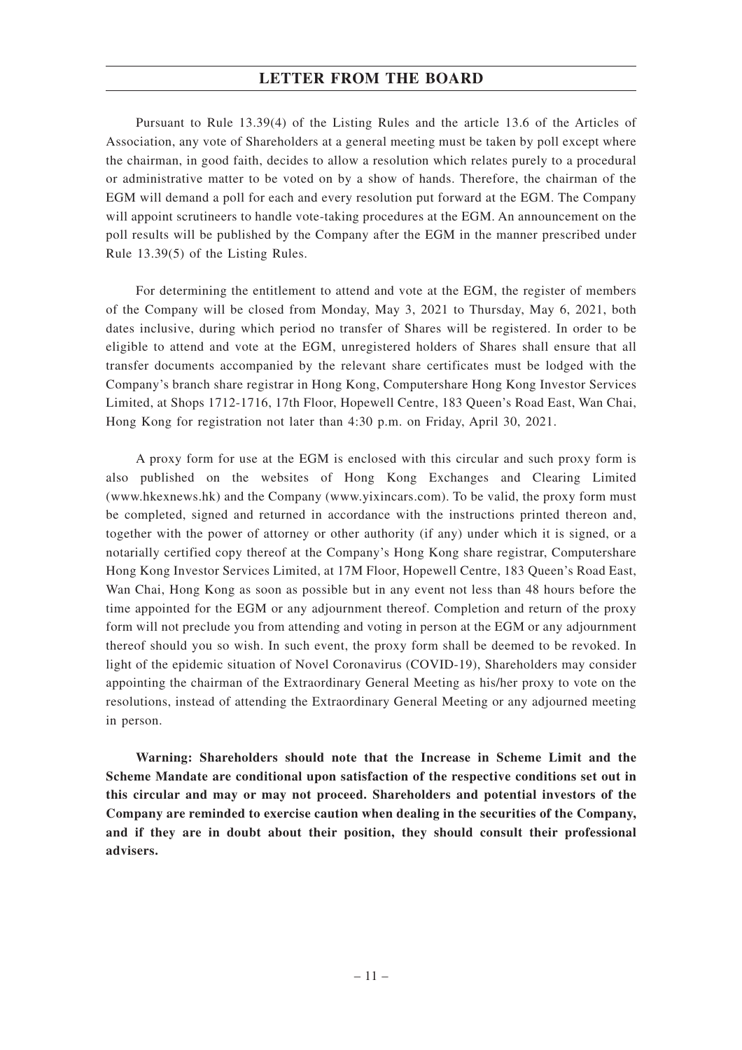Pursuant to Rule 13.39(4) of the Listing Rules and the article 13.6 of the Articles of Association, any vote of Shareholders at a general meeting must be taken by poll except where the chairman, in good faith, decides to allow a resolution which relates purely to a procedural or administrative matter to be voted on by a show of hands. Therefore, the chairman of the EGM will demand a poll for each and every resolution put forward at the EGM. The Company will appoint scrutineers to handle vote-taking procedures at the EGM. An announcement on the poll results will be published by the Company after the EGM in the manner prescribed under Rule 13.39(5) of the Listing Rules.

For determining the entitlement to attend and vote at the EGM, the register of members of the Company will be closed from Monday, May 3, 2021 to Thursday, May 6, 2021, both dates inclusive, during which period no transfer of Shares will be registered. In order to be eligible to attend and vote at the EGM, unregistered holders of Shares shall ensure that all transfer documents accompanied by the relevant share certificates must be lodged with the Company's branch share registrar in Hong Kong, Computershare Hong Kong Investor Services Limited, at Shops 1712-1716, 17th Floor, Hopewell Centre, 183 Queen's Road East, Wan Chai, Hong Kong for registration not later than 4:30 p.m. on Friday, April 30, 2021.

A proxy form for use at the EGM is enclosed with this circular and such proxy form is also published on the websites of Hong Kong Exchanges and Clearing Limited (www.hkexnews.hk) and the Company (www.yixincars.com). To be valid, the proxy form must be completed, signed and returned in accordance with the instructions printed thereon and, together with the power of attorney or other authority (if any) under which it is signed, or a notarially certified copy thereof at the Company's Hong Kong share registrar, Computershare Hong Kong Investor Services Limited, at 17M Floor, Hopewell Centre, 183 Queen's Road East, Wan Chai, Hong Kong as soon as possible but in any event not less than 48 hours before the time appointed for the EGM or any adjournment thereof. Completion and return of the proxy form will not preclude you from attending and voting in person at the EGM or any adjournment thereof should you so wish. In such event, the proxy form shall be deemed to be revoked. In light of the epidemic situation of Novel Coronavirus (COVID-19), Shareholders may consider appointing the chairman of the Extraordinary General Meeting as his/her proxy to vote on the resolutions, instead of attending the Extraordinary General Meeting or any adjourned meeting in person.

**Warning: Shareholders should note that the Increase in Scheme Limit and the Scheme Mandate are conditional upon satisfaction of the respective conditions set out in this circular and may or may not proceed. Shareholders and potential investors of the Company are reminded to exercise caution when dealing in the securities of the Company, and if they are in doubt about their position, they should consult their professional advisers.**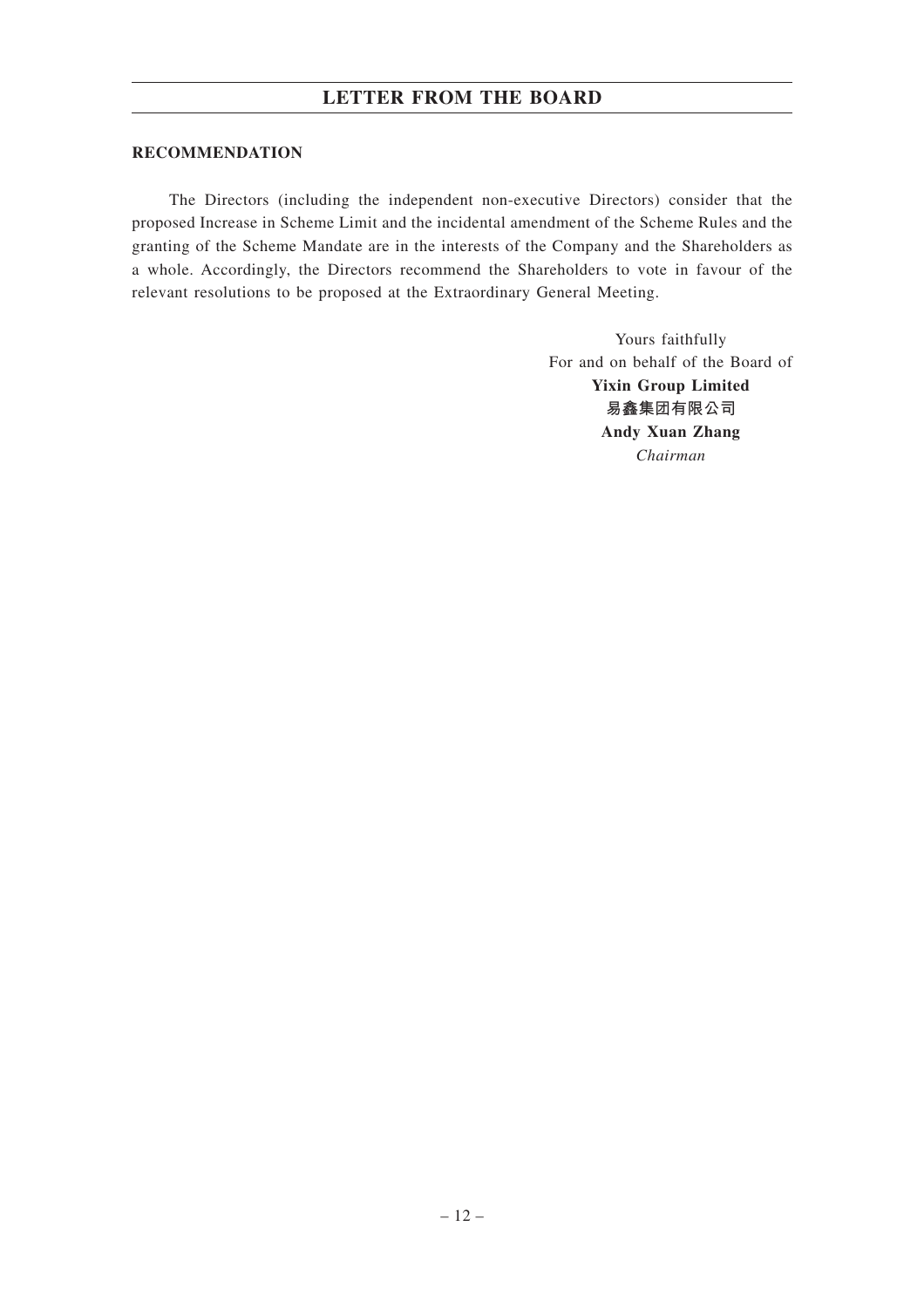**RECOMMENDATION**

The Directors (including the independent non-executive Directors) consider that the proposed Increase in Scheme Limit and the incidental amendment of the Scheme Rules and the granting of the Scheme Mandate are in the interests of the Company and the Shareholders as a whole. Accordingly, the Directors recommend the Shareholders to vote in favour of the relevant resolutions to be proposed at the Extraordinary General Meeting.

Yours faithfully
For and on behalf of the Board of
**Yixin Group Limited**
**易鑫集团有限公司**
**Andy Xuan Zhang**
*Chairman*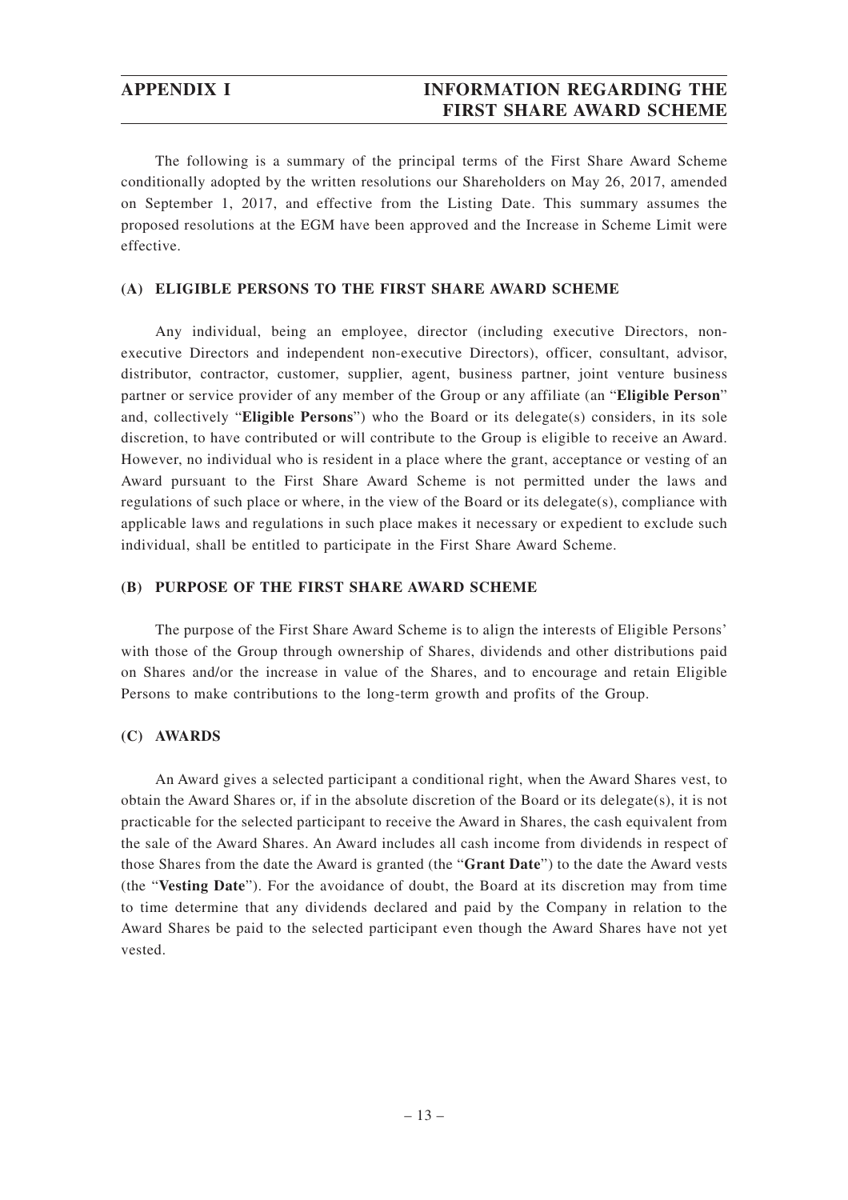The following is a summary of the principal terms of the First Share Award Scheme conditionally adopted by the written resolutions our Shareholders on May 26, 2017, amended on September 1, 2017, and effective from the Listing Date. This summary assumes the proposed resolutions at the EGM have been approved and the Increase in Scheme Limit were effective.

## (A) ELIGIBLE PERSONS TO THE FIRST SHARE AWARD SCHEME

Any individual, being an employee, director (including executive Directors, non-executive Directors and independent non-executive Directors), officer, consultant, advisor, distributor, contractor, customer, supplier, agent, business partner, joint venture business partner or service provider of any member of the Group or any affiliate (an "**Eligible Person**" and, collectively "**Eligible Persons**") who the Board or its delegate(s) considers, in its sole discretion, to have contributed or will contribute to the Group is eligible to receive an Award. However, no individual who is resident in a place where the grant, acceptance or vesting of an Award pursuant to the First Share Award Scheme is not permitted under the laws and regulations of such place or where, in the view of the Board or its delegate(s), compliance with applicable laws and regulations in such place makes it necessary or expedient to exclude such individual, shall be entitled to participate in the First Share Award Scheme.

## (B) PURPOSE OF THE FIRST SHARE AWARD SCHEME

The purpose of the First Share Award Scheme is to align the interests of Eligible Persons' with those of the Group through ownership of Shares, dividends and other distributions paid on Shares and/or the increase in value of the Shares, and to encourage and retain Eligible Persons to make contributions to the long-term growth and profits of the Group.

## (C) AWARDS

An Award gives a selected participant a conditional right, when the Award Shares vest, to obtain the Award Shares or, if in the absolute discretion of the Board or its delegate(s), it is not practicable for the selected participant to receive the Award in Shares, the cash equivalent from the sale of the Award Shares. An Award includes all cash income from dividends in respect of those Shares from the date the Award is granted (the "**Grant Date**") to the date the Award vests (the "**Vesting Date**"). For the avoidance of doubt, the Board at its discretion may from time to time determine that any dividends declared and paid by the Company in relation to the Award Shares be paid to the selected participant even though the Award Shares have not yet vested.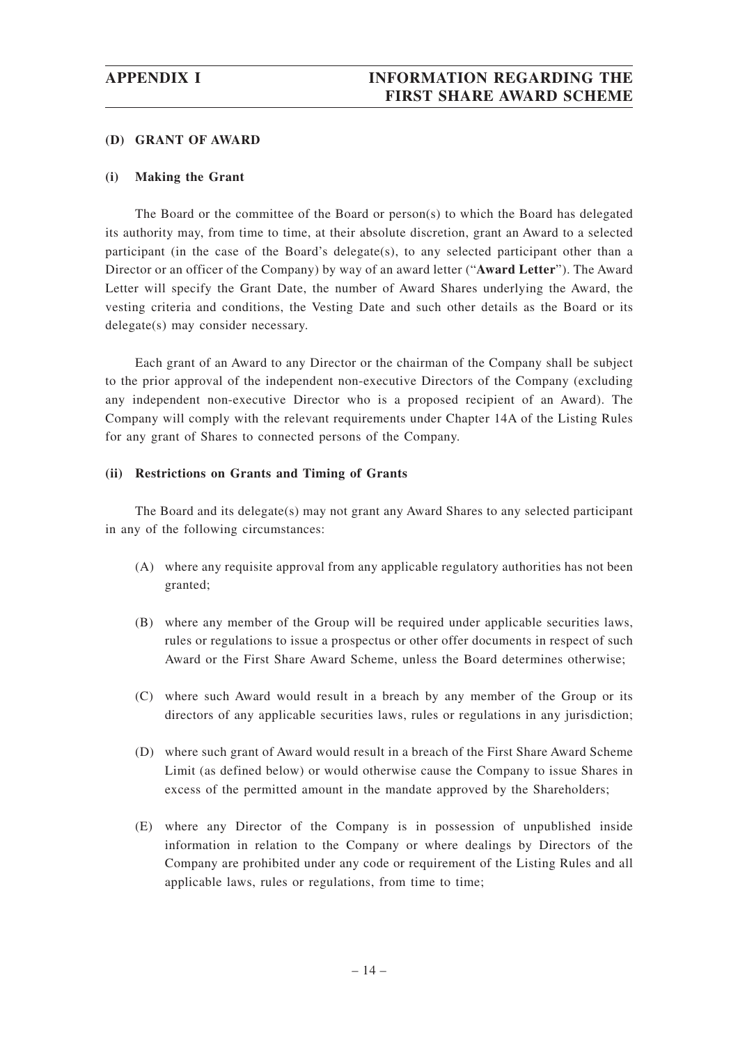### (D) GRANT OF AWARD

#### (i) Making the Grant

The Board or the committee of the Board or person(s) to which the Board has delegated its authority may, from time to time, at their absolute discretion, grant an Award to a selected participant (in the case of the Board's delegate(s), to any selected participant other than a Director or an officer of the Company) by way of an award letter ("**Award Letter**"). The Award Letter will specify the Grant Date, the number of Award Shares underlying the Award, the vesting criteria and conditions, the Vesting Date and such other details as the Board or its delegate(s) may consider necessary.

Each grant of an Award to any Director or the chairman of the Company shall be subject to the prior approval of the independent non-executive Directors of the Company (excluding any independent non-executive Director who is a proposed recipient of an Award). The Company will comply with the relevant requirements under Chapter 14A of the Listing Rules for any grant of Shares to connected persons of the Company.

#### (ii) Restrictions on Grants and Timing of Grants

The Board and its delegate(s) may not grant any Award Shares to any selected participant in any of the following circumstances:

(A) where any requisite approval from any applicable regulatory authorities has not been granted;

(B) where any member of the Group will be required under applicable securities laws, rules or regulations to issue a prospectus or other offer documents in respect of such Award or the First Share Award Scheme, unless the Board determines otherwise;

(C) where such Award would result in a breach by any member of the Group or its directors of any applicable securities laws, rules or regulations in any jurisdiction;

(D) where such grant of Award would result in a breach of the First Share Award Scheme Limit (as defined below) or would otherwise cause the Company to issue Shares in excess of the permitted amount in the mandate approved by the Shareholders;

(E) where any Director of the Company is in possession of unpublished inside information in relation to the Company or where dealings by Directors of the Company are prohibited under any code or requirement of the Listing Rules and all applicable laws, rules or regulations, from time to time;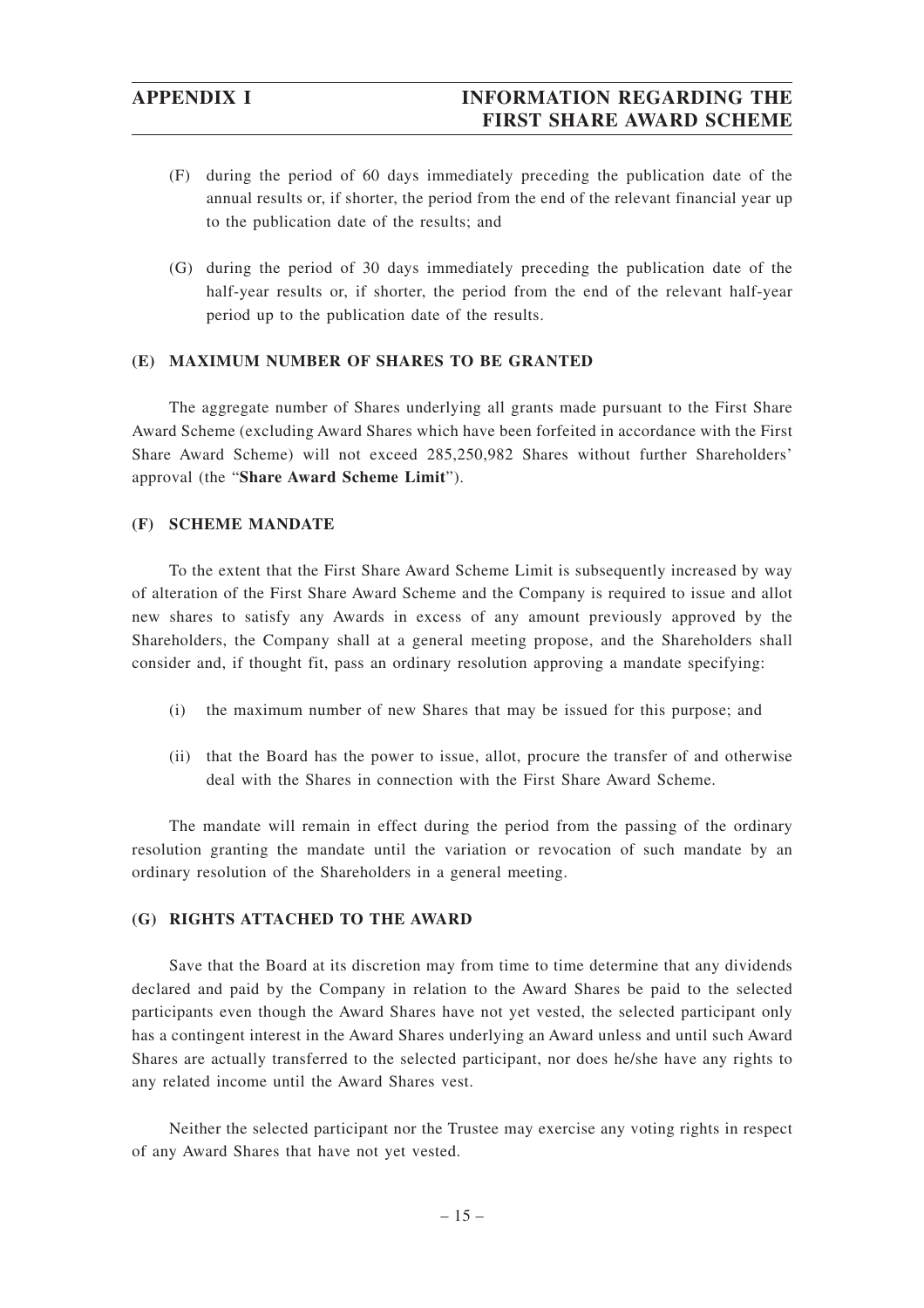(F) during the period of 60 days immediately preceding the publication date of the annual results or, if shorter, the period from the end of the relevant financial year up to the publication date of the results; and

(G) during the period of 30 days immediately preceding the publication date of the half-year results or, if shorter, the period from the end of the relevant half-year period up to the publication date of the results.

### (E) MAXIMUM NUMBER OF SHARES TO BE GRANTED

The aggregate number of Shares underlying all grants made pursuant to the First Share Award Scheme (excluding Award Shares which have been forfeited in accordance with the First Share Award Scheme) will not exceed 285,250,982 Shares without further Shareholders' approval (the "**Share Award Scheme Limit**").

### (F) SCHEME MANDATE

To the extent that the First Share Award Scheme Limit is subsequently increased by way of alteration of the First Share Award Scheme and the Company is required to issue and allot new shares to satisfy any Awards in excess of any amount previously approved by the Shareholders, the Company shall at a general meeting propose, and the Shareholders shall consider and, if thought fit, pass an ordinary resolution approving a mandate specifying:

(i) the maximum number of new Shares that may be issued for this purpose; and

(ii) that the Board has the power to issue, allot, procure the transfer of and otherwise deal with the Shares in connection with the First Share Award Scheme.

The mandate will remain in effect during the period from the passing of the ordinary resolution granting the mandate until the variation or revocation of such mandate by an ordinary resolution of the Shareholders in a general meeting.

### (G) RIGHTS ATTACHED TO THE AWARD

Save that the Board at its discretion may from time to time determine that any dividends declared and paid by the Company in relation to the Award Shares be paid to the selected participants even though the Award Shares have not yet vested, the selected participant only has a contingent interest in the Award Shares underlying an Award unless and until such Award Shares are actually transferred to the selected participant, nor does he/she have any rights to any related income until the Award Shares vest.

Neither the selected participant nor the Trustee may exercise any voting rights in respect of any Award Shares that have not yet vested.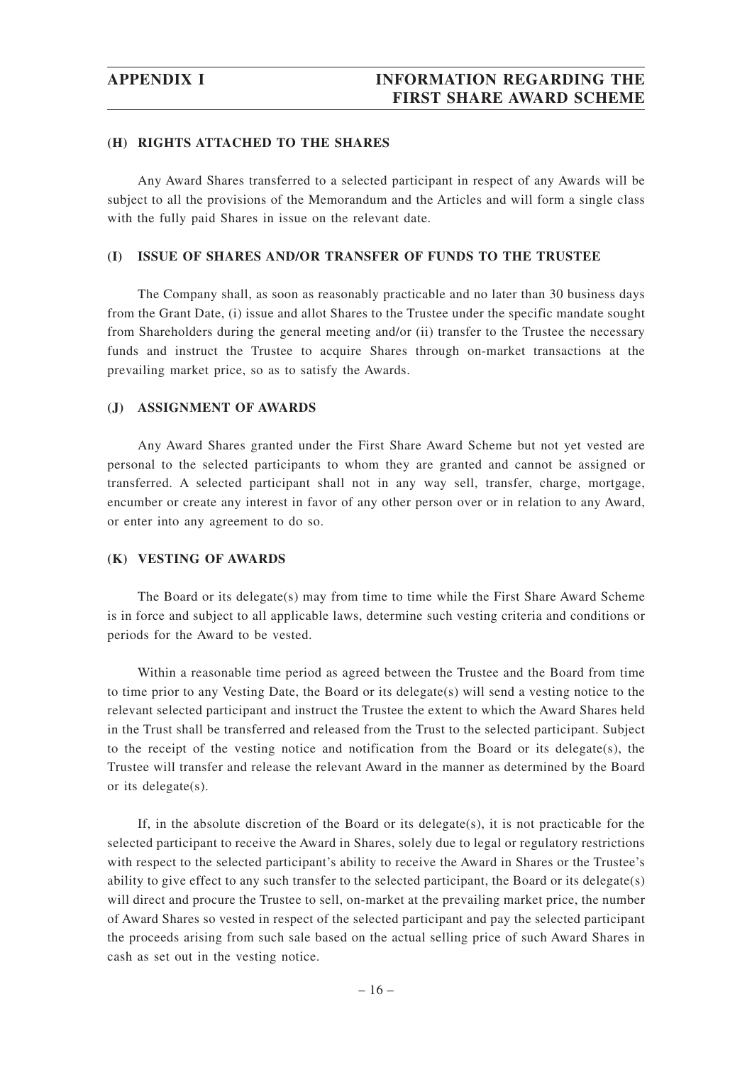### (H) RIGHTS ATTACHED TO THE SHARES

Any Award Shares transferred to a selected participant in respect of any Awards will be subject to all the provisions of the Memorandum and the Articles and will form a single class with the fully paid Shares in issue on the relevant date.

### (I) ISSUE OF SHARES AND/OR TRANSFER OF FUNDS TO THE TRUSTEE

The Company shall, as soon as reasonably practicable and no later than 30 business days from the Grant Date, (i) issue and allot Shares to the Trustee under the specific mandate sought from Shareholders during the general meeting and/or (ii) transfer to the Trustee the necessary funds and instruct the Trustee to acquire Shares through on-market transactions at the prevailing market price, so as to satisfy the Awards.

### (J) ASSIGNMENT OF AWARDS

Any Award Shares granted under the First Share Award Scheme but not yet vested are personal to the selected participants to whom they are granted and cannot be assigned or transferred. A selected participant shall not in any way sell, transfer, charge, mortgage, encumber or create any interest in favor of any other person over or in relation to any Award, or enter into any agreement to do so.

### (K) VESTING OF AWARDS

The Board or its delegate(s) may from time to time while the First Share Award Scheme is in force and subject to all applicable laws, determine such vesting criteria and conditions or periods for the Award to be vested.

Within a reasonable time period as agreed between the Trustee and the Board from time to time prior to any Vesting Date, the Board or its delegate(s) will send a vesting notice to the relevant selected participant and instruct the Trustee the extent to which the Award Shares held in the Trust shall be transferred and released from the Trust to the selected participant. Subject to the receipt of the vesting notice and notification from the Board or its delegate(s), the Trustee will transfer and release the relevant Award in the manner as determined by the Board or its delegate(s).

If, in the absolute discretion of the Board or its delegate(s), it is not practicable for the selected participant to receive the Award in Shares, solely due to legal or regulatory restrictions with respect to the selected participant's ability to receive the Award in Shares or the Trustee's ability to give effect to any such transfer to the selected participant, the Board or its delegate(s) will direct and procure the Trustee to sell, on-market at the prevailing market price, the number of Award Shares so vested in respect of the selected participant and pay the selected participant the proceeds arising from such sale based on the actual selling price of such Award Shares in cash as set out in the vesting notice.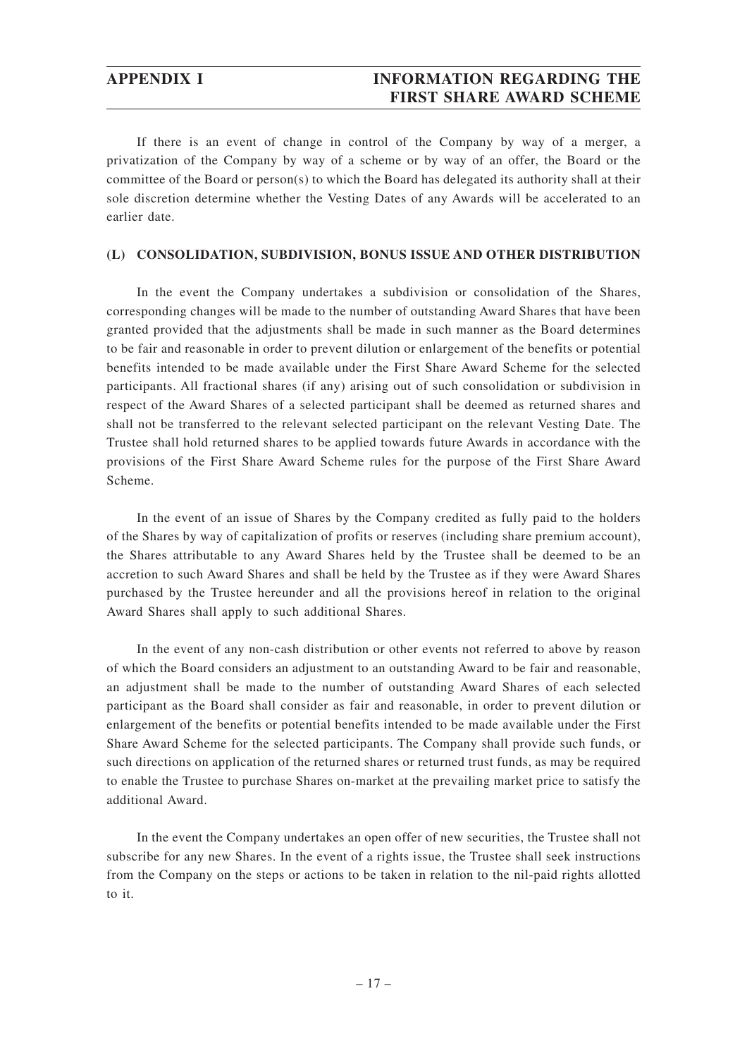If there is an event of change in control of the Company by way of a merger, a privatization of the Company by way of a scheme or by way of an offer, the Board or the committee of the Board or person(s) to which the Board has delegated its authority shall at their sole discretion determine whether the Vesting Dates of any Awards will be accelerated to an earlier date.

## (L) CONSOLIDATION, SUBDIVISION, BONUS ISSUE AND OTHER DISTRIBUTION

In the event the Company undertakes a subdivision or consolidation of the Shares, corresponding changes will be made to the number of outstanding Award Shares that have been granted provided that the adjustments shall be made in such manner as the Board determines to be fair and reasonable in order to prevent dilution or enlargement of the benefits or potential benefits intended to be made available under the First Share Award Scheme for the selected participants. All fractional shares (if any) arising out of such consolidation or subdivision in respect of the Award Shares of a selected participant shall be deemed as returned shares and shall not be transferred to the relevant selected participant on the relevant Vesting Date. The Trustee shall hold returned shares to be applied towards future Awards in accordance with the provisions of the First Share Award Scheme rules for the purpose of the First Share Award Scheme.

In the event of an issue of Shares by the Company credited as fully paid to the holders of the Shares by way of capitalization of profits or reserves (including share premium account), the Shares attributable to any Award Shares held by the Trustee shall be deemed to be an accretion to such Award Shares and shall be held by the Trustee as if they were Award Shares purchased by the Trustee hereunder and all the provisions hereof in relation to the original Award Shares shall apply to such additional Shares.

In the event of any non-cash distribution or other events not referred to above by reason of which the Board considers an adjustment to an outstanding Award to be fair and reasonable, an adjustment shall be made to the number of outstanding Award Shares of each selected participant as the Board shall consider as fair and reasonable, in order to prevent dilution or enlargement of the benefits or potential benefits intended to be made available under the First Share Award Scheme for the selected participants. The Company shall provide such funds, or such directions on application of the returned shares or returned trust funds, as may be required to enable the Trustee to purchase Shares on-market at the prevailing market price to satisfy the additional Award.

In the event the Company undertakes an open offer of new securities, the Trustee shall not subscribe for any new Shares. In the event of a rights issue, the Trustee shall seek instructions from the Company on the steps or actions to be taken in relation to the nil-paid rights allotted to it.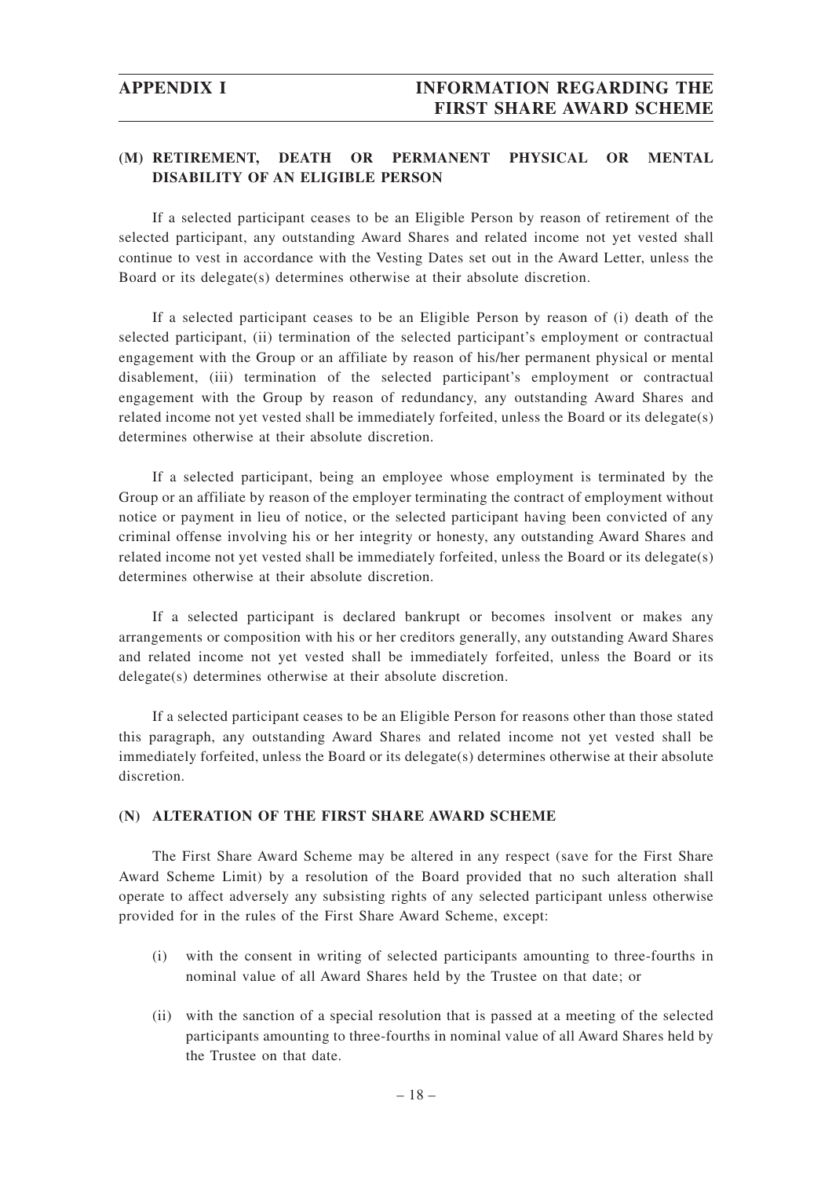### (M) RETIREMENT, DEATH OR PERMANENT PHYSICAL OR MENTAL DISABILITY OF AN ELIGIBLE PERSON

If a selected participant ceases to be an Eligible Person by reason of retirement of the selected participant, any outstanding Award Shares and related income not yet vested shall continue to vest in accordance with the Vesting Dates set out in the Award Letter, unless the Board or its delegate(s) determines otherwise at their absolute discretion.

If a selected participant ceases to be an Eligible Person by reason of (i) death of the selected participant, (ii) termination of the selected participant's employment or contractual engagement with the Group or an affiliate by reason of his/her permanent physical or mental disablement, (iii) termination of the selected participant's employment or contractual engagement with the Group by reason of redundancy, any outstanding Award Shares and related income not yet vested shall be immediately forfeited, unless the Board or its delegate(s) determines otherwise at their absolute discretion.

If a selected participant, being an employee whose employment is terminated by the Group or an affiliate by reason of the employer terminating the contract of employment without notice or payment in lieu of notice, or the selected participant having been convicted of any criminal offense involving his or her integrity or honesty, any outstanding Award Shares and related income not yet vested shall be immediately forfeited, unless the Board or its delegate(s) determines otherwise at their absolute discretion.

If a selected participant is declared bankrupt or becomes insolvent or makes any arrangements or composition with his or her creditors generally, any outstanding Award Shares and related income not yet vested shall be immediately forfeited, unless the Board or its delegate(s) determines otherwise at their absolute discretion.

If a selected participant ceases to be an Eligible Person for reasons other than those stated this paragraph, any outstanding Award Shares and related income not yet vested shall be immediately forfeited, unless the Board or its delegate(s) determines otherwise at their absolute discretion.

### (N) ALTERATION OF THE FIRST SHARE AWARD SCHEME

The First Share Award Scheme may be altered in any respect (save for the First Share Award Scheme Limit) by a resolution of the Board provided that no such alteration shall operate to affect adversely any subsisting rights of any selected participant unless otherwise provided for in the rules of the First Share Award Scheme, except:

(i) with the consent in writing of selected participants amounting to three-fourths in nominal value of all Award Shares held by the Trustee on that date; or

(ii) with the sanction of a special resolution that is passed at a meeting of the selected participants amounting to three-fourths in nominal value of all Award Shares held by the Trustee on that date.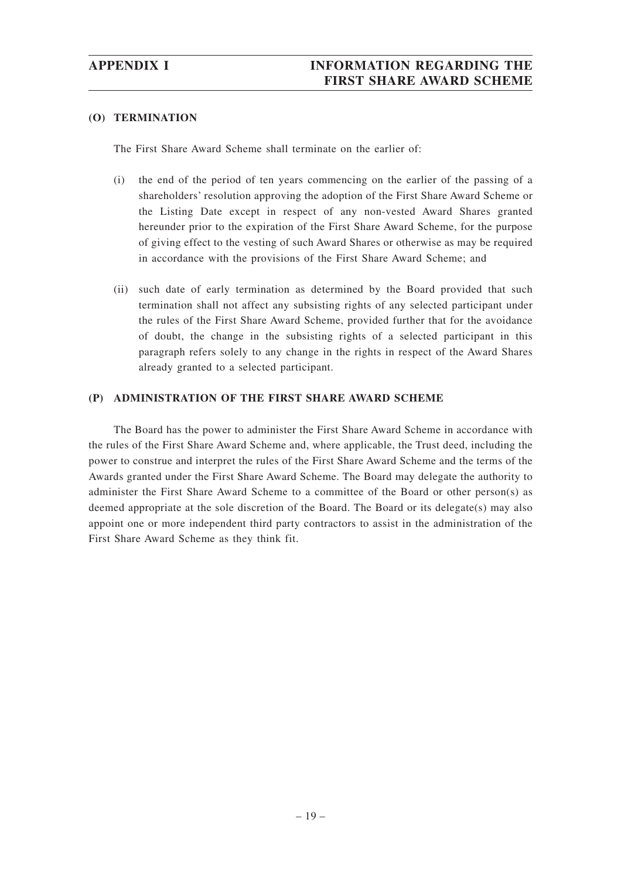### (O) TERMINATION

The First Share Award Scheme shall terminate on the earlier of:

(i) the end of the period of ten years commencing on the earlier of the passing of a shareholders' resolution approving the adoption of the First Share Award Scheme or the Listing Date except in respect of any non-vested Award Shares granted hereunder prior to the expiration of the First Share Award Scheme, for the purpose of giving effect to the vesting of such Award Shares or otherwise as may be required in accordance with the provisions of the First Share Award Scheme; and

(ii) such date of early termination as determined by the Board provided that such termination shall not affect any subsisting rights of any selected participant under the rules of the First Share Award Scheme, provided further that for the avoidance of doubt, the change in the subsisting rights of a selected participant in this paragraph refers solely to any change in the rights in respect of the Award Shares already granted to a selected participant.

### (P) ADMINISTRATION OF THE FIRST SHARE AWARD SCHEME

The Board has the power to administer the First Share Award Scheme in accordance with the rules of the First Share Award Scheme and, where applicable, the Trust deed, including the power to construe and interpret the rules of the First Share Award Scheme and the terms of the Awards granted under the First Share Award Scheme. The Board may delegate the authority to administer the First Share Award Scheme to a committee of the Board or other person(s) as deemed appropriate at the sole discretion of the Board. The Board or its delegate(s) may also appoint one or more independent third party contractors to assist in the administration of the First Share Award Scheme as they think fit.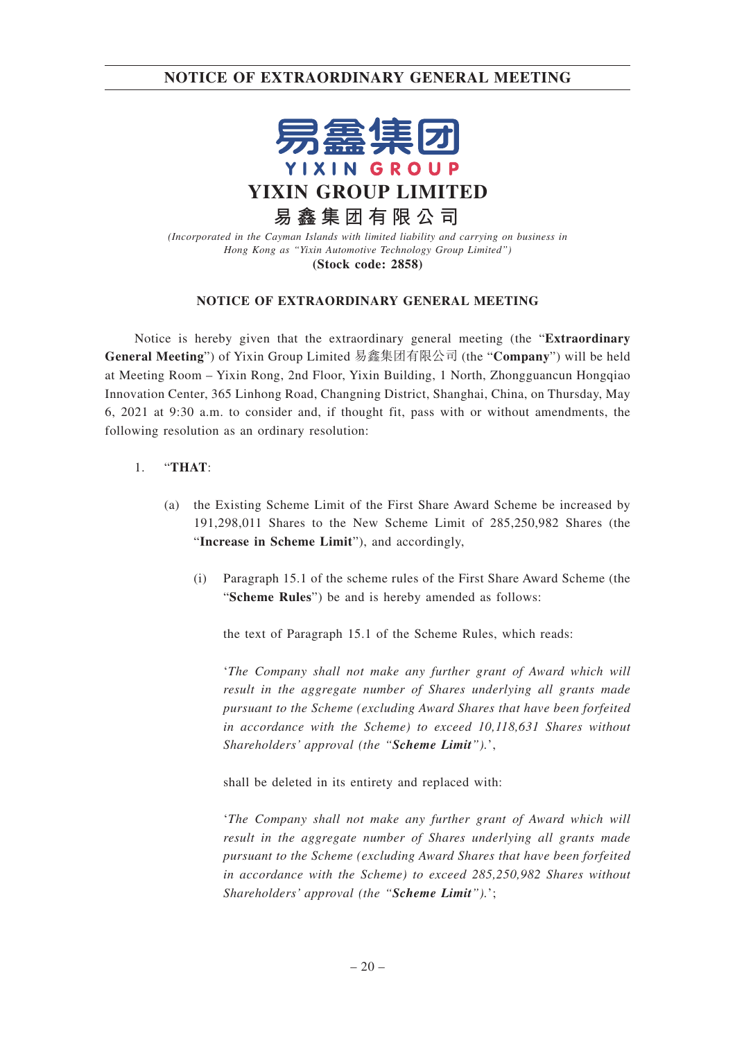# NOTICE OF EXTRAORDINARY GENERAL MEETING

易鑫集团

YIXIN GROUP

**YIXIN GROUP LIMITED**

**易鑫集团有限公司**

*(Incorporated in the Cayman Islands with limited liability and carrying on business in Hong Kong as "Yixin Automotive Technology Group Limited")*

**(Stock code: 2858)**

## NOTICE OF EXTRAORDINARY GENERAL MEETING

Notice is hereby given that the extraordinary general meeting (the "**Extraordinary General Meeting**") of Yixin Group Limited 易鑫集团有限公司 (the "**Company**") will be held at Meeting Room – Yixin Rong, 2nd Floor, Yixin Building, 1 North, Zhongguancun Hongqiao Innovation Center, 365 Linhong Road, Changning District, Shanghai, China, on Thursday, May 6, 2021 at 9:30 a.m. to consider and, if thought fit, pass with or without amendments, the following resolution as an ordinary resolution:

1. "**THAT**:

   (a) the Existing Scheme Limit of the First Share Award Scheme be increased by 191,298,011 Shares to the New Scheme Limit of 285,250,982 Shares (the "**Increase in Scheme Limit**"), and accordingly,

      (i) Paragraph 15.1 of the scheme rules of the First Share Award Scheme (the "**Scheme Rules**") be and is hereby amended as follows:

      the text of Paragraph 15.1 of the Scheme Rules, which reads:

      '*The Company shall not make any further grant of Award which will result in the aggregate number of Shares underlying all grants made pursuant to the Scheme (excluding Award Shares that have been forfeited in accordance with the Scheme) to exceed 10,118,631 Shares without Shareholders' approval (the "**Scheme Limit**").*',

      shall be deleted in its entirety and replaced with:

      '*The Company shall not make any further grant of Award which will result in the aggregate number of Shares underlying all grants made pursuant to the Scheme (excluding Award Shares that have been forfeited in accordance with the Scheme) to exceed 285,250,982 Shares without Shareholders' approval (the "**Scheme Limit**").*';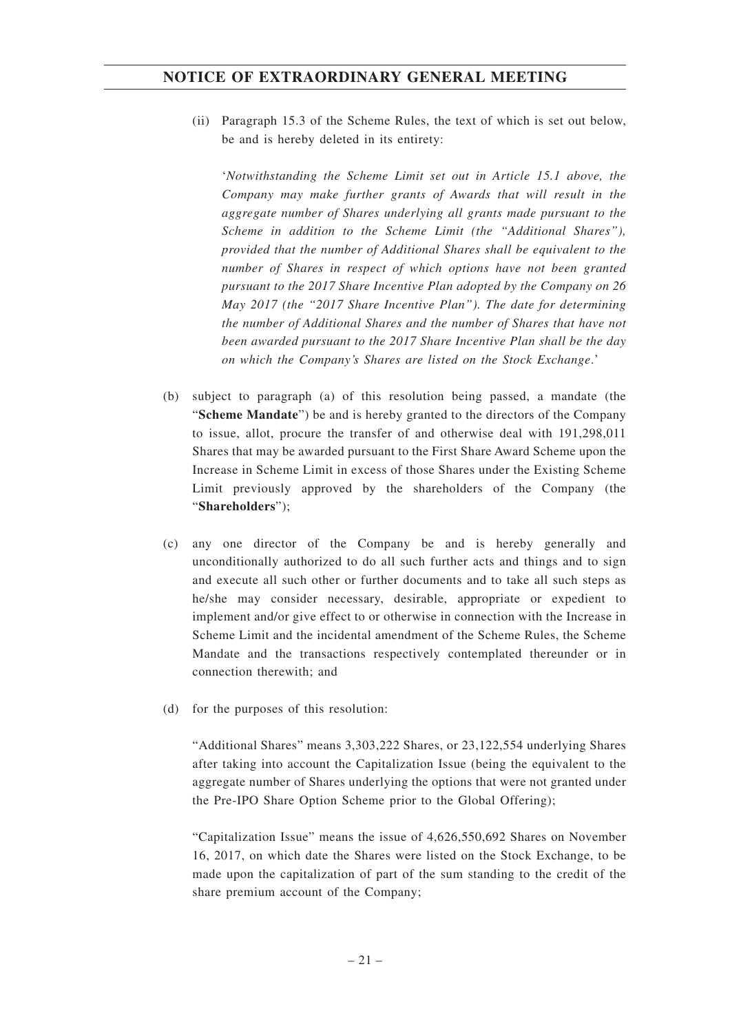(ii) Paragraph 15.3 of the Scheme Rules, the text of which is set out below, be and is hereby deleted in its entirety:

'*Notwithstanding the Scheme Limit set out in Article 15.1 above, the Company may make further grants of Awards that will result in the aggregate number of Shares underlying all grants made pursuant to the Scheme in addition to the Scheme Limit (the "Additional Shares"), provided that the number of Additional Shares shall be equivalent to the number of Shares in respect of which options have not been granted pursuant to the 2017 Share Incentive Plan adopted by the Company on 26 May 2017 (the "2017 Share Incentive Plan"). The date for determining the number of Additional Shares and the number of Shares that have not been awarded pursuant to the 2017 Share Incentive Plan shall be the day on which the Company's Shares are listed on the Stock Exchange.*'

(b) subject to paragraph (a) of this resolution being passed, a mandate (the "**Scheme Mandate**") be and is hereby granted to the directors of the Company to issue, allot, procure the transfer of and otherwise deal with 191,298,011 Shares that may be awarded pursuant to the First Share Award Scheme upon the Increase in Scheme Limit in excess of those Shares under the Existing Scheme Limit previously approved by the shareholders of the Company (the "**Shareholders**");

(c) any one director of the Company be and is hereby generally and unconditionally authorized to do all such further acts and things and to sign and execute all such other or further documents and to take all such steps as he/she may consider necessary, desirable, appropriate or expedient to implement and/or give effect to or otherwise in connection with the Increase in Scheme Limit and the incidental amendment of the Scheme Rules, the Scheme Mandate and the transactions respectively contemplated thereunder or in connection therewith; and

(d) for the purposes of this resolution:

"Additional Shares" means 3,303,222 Shares, or 23,122,554 underlying Shares after taking into account the Capitalization Issue (being the equivalent to the aggregate number of Shares underlying the options that were not granted under the Pre-IPO Share Option Scheme prior to the Global Offering);

"Capitalization Issue" means the issue of 4,626,550,692 Shares on November 16, 2017, on which date the Shares were listed on the Stock Exchange, to be made upon the capitalization of part of the sum standing to the credit of the share premium account of the Company;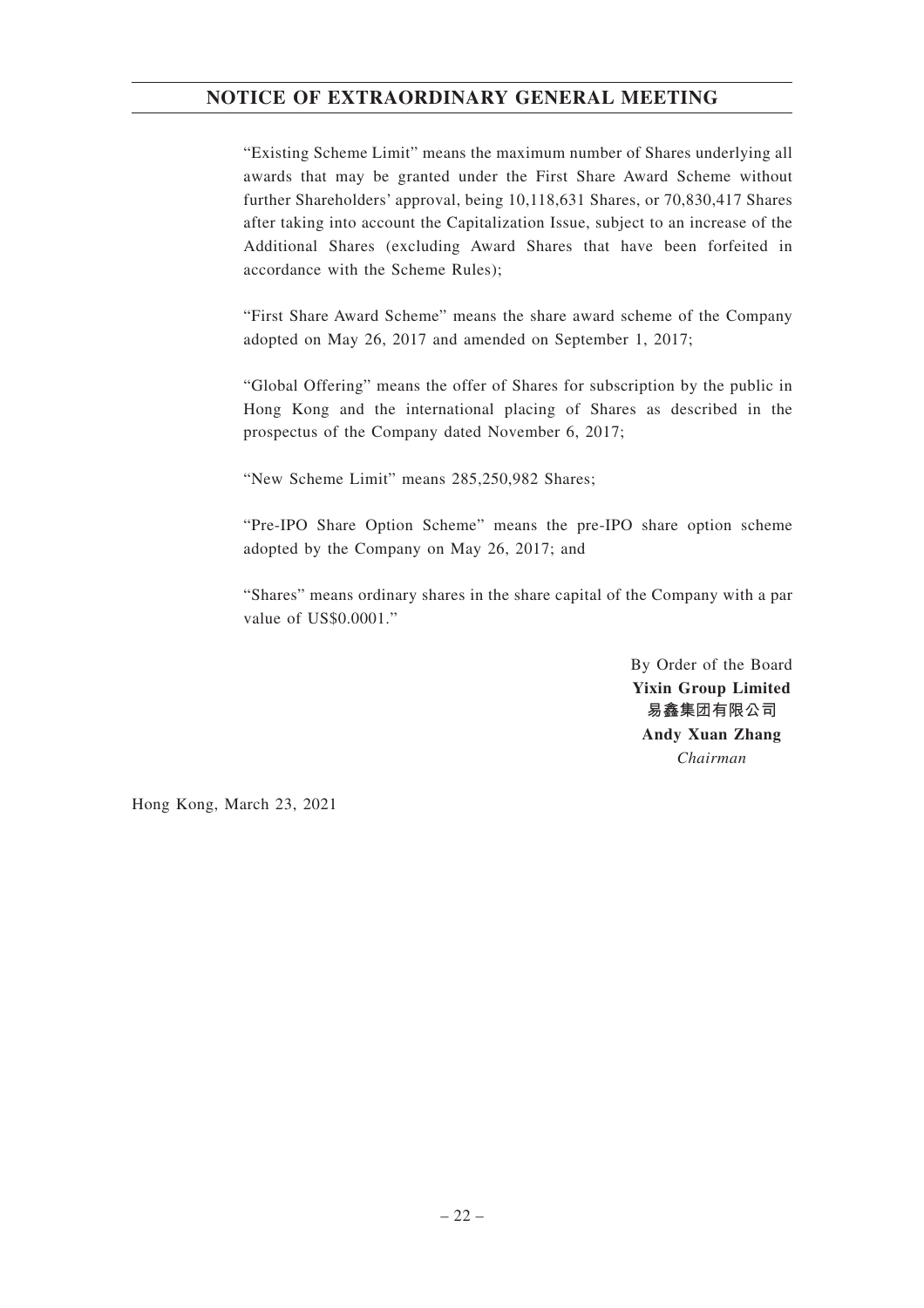"Existing Scheme Limit" means the maximum number of Shares underlying all awards that may be granted under the First Share Award Scheme without further Shareholders' approval, being 10,118,631 Shares, or 70,830,417 Shares after taking into account the Capitalization Issue, subject to an increase of the Additional Shares (excluding Award Shares that have been forfeited in accordance with the Scheme Rules);

"First Share Award Scheme" means the share award scheme of the Company adopted on May 26, 2017 and amended on September 1, 2017;

"Global Offering" means the offer of Shares for subscription by the public in Hong Kong and the international placing of Shares as described in the prospectus of the Company dated November 6, 2017;

"New Scheme Limit" means 285,250,982 Shares;

"Pre-IPO Share Option Scheme" means the pre-IPO share option scheme adopted by the Company on May 26, 2017; and

"Shares" means ordinary shares in the share capital of the Company with a par value of US$0.0001."

By Order of the Board
**Yixin Group Limited**
**易鑫集团有限公司**
**Andy Xuan Zhang**
*Chairman*

Hong Kong, March 23, 2021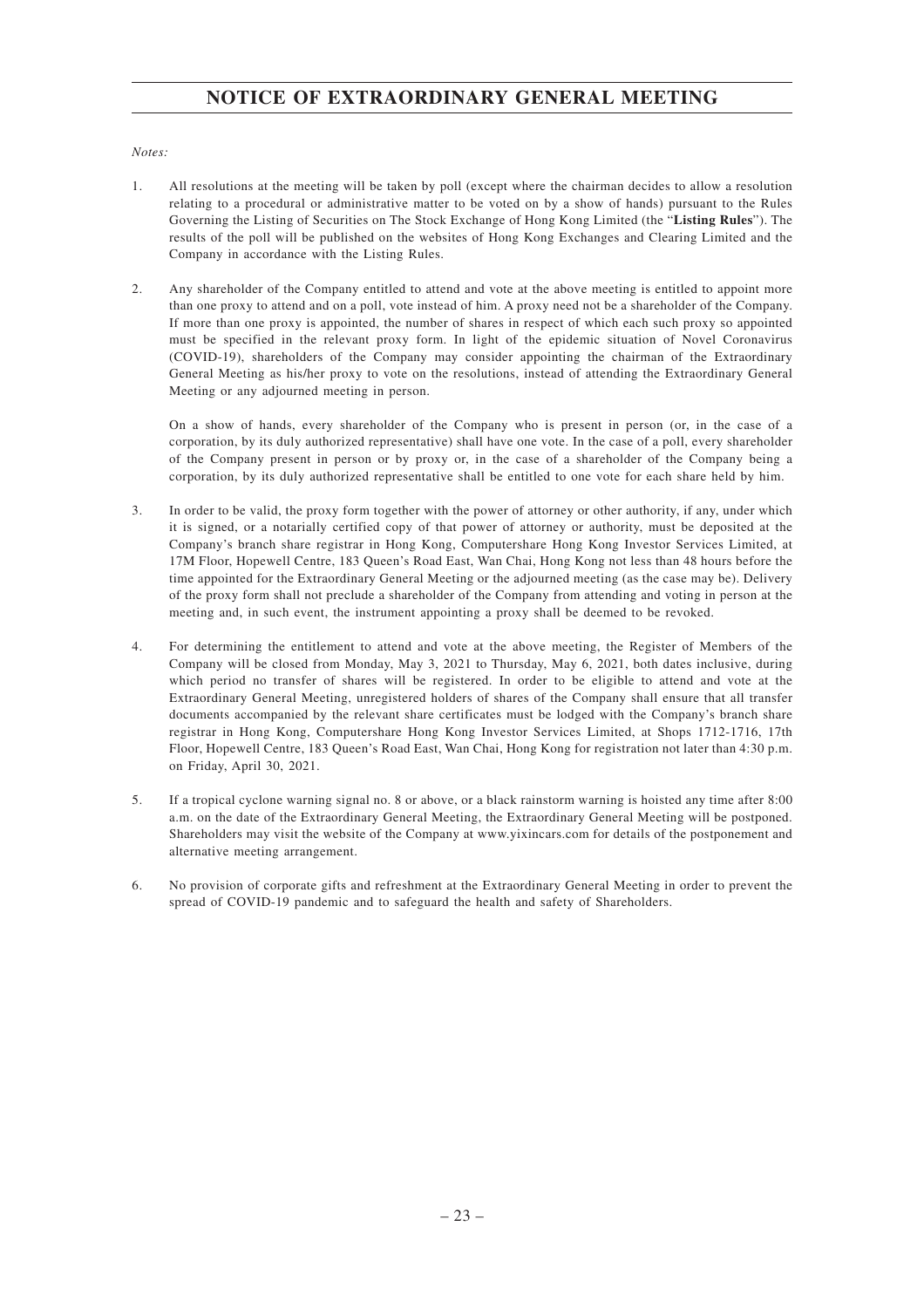# NOTICE OF EXTRAORDINARY GENERAL MEETING

*Notes:*

1. All resolutions at the meeting will be taken by poll (except where the chairman decides to allow a resolution relating to a procedural or administrative matter to be voted on by a show of hands) pursuant to the Rules Governing the Listing of Securities on The Stock Exchange of Hong Kong Limited (the "**Listing Rules**"). The results of the poll will be published on the websites of Hong Kong Exchanges and Clearing Limited and the Company in accordance with the Listing Rules.

2. Any shareholder of the Company entitled to attend and vote at the above meeting is entitled to appoint more than one proxy to attend and on a poll, vote instead of him. A proxy need not be a shareholder of the Company. If more than one proxy is appointed, the number of shares in respect of which each such proxy so appointed must be specified in the relevant proxy form. In light of the epidemic situation of Novel Coronavirus (COVID-19), shareholders of the Company may consider appointing the chairman of the Extraordinary General Meeting as his/her proxy to vote on the resolutions, instead of attending the Extraordinary General Meeting or any adjourned meeting in person.

   On a show of hands, every shareholder of the Company who is present in person (or, in the case of a corporation, by its duly authorized representative) shall have one vote. In the case of a poll, every shareholder of the Company present in person or by proxy or, in the case of a shareholder of the Company being a corporation, by its duly authorized representative shall be entitled to one vote for each share held by him.

3. In order to be valid, the proxy form together with the power of attorney or other authority, if any, under which it is signed, or a notarially certified copy of that power of attorney or authority, must be deposited at the Company's branch share registrar in Hong Kong, Computershare Hong Kong Investor Services Limited, at 17M Floor, Hopewell Centre, 183 Queen's Road East, Wan Chai, Hong Kong not less than 48 hours before the time appointed for the Extraordinary General Meeting or the adjourned meeting (as the case may be). Delivery of the proxy form shall not preclude a shareholder of the Company from attending and voting in person at the meeting and, in such event, the instrument appointing a proxy shall be deemed to be revoked.

4. For determining the entitlement to attend and vote at the above meeting, the Register of Members of the Company will be closed from Monday, May 3, 2021 to Thursday, May 6, 2021, both dates inclusive, during which period no transfer of shares will be registered. In order to be eligible to attend and vote at the Extraordinary General Meeting, unregistered holders of shares of the Company shall ensure that all transfer documents accompanied by the relevant share certificates must be lodged with the Company's branch share registrar in Hong Kong, Computershare Hong Kong Investor Services Limited, at Shops 1712-1716, 17th Floor, Hopewell Centre, 183 Queen's Road East, Wan Chai, Hong Kong for registration not later than 4:30 p.m. on Friday, April 30, 2021.

5. If a tropical cyclone warning signal no. 8 or above, or a black rainstorm warning is hoisted any time after 8:00 a.m. on the date of the Extraordinary General Meeting, the Extraordinary General Meeting will be postponed. Shareholders may visit the website of the Company at www.yixincars.com for details of the postponement and alternative meeting arrangement.

6. No provision of corporate gifts and refreshment at the Extraordinary General Meeting in order to prevent the spread of COVID-19 pandemic and to safeguard the health and safety of Shareholders.